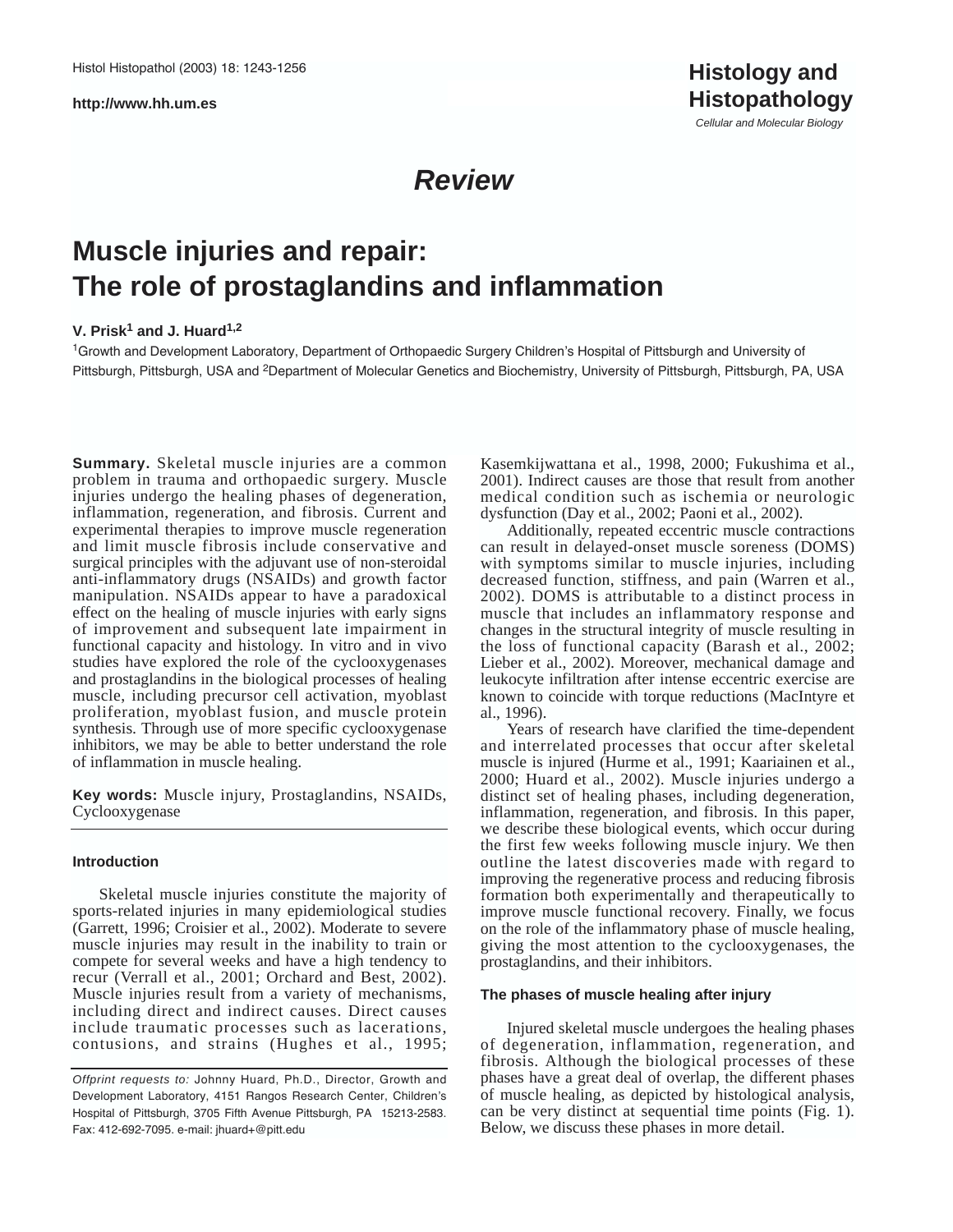# Review

# Muscle injuries and repair: The role of prostaglandins and inflammation

**V. Prisk[1] and J. Huard[1,2]**

[1]Growth and Development Laboratory, Department of Orthopaedic Surgery Children's Hospital of Pittsburgh and University of Pittsburgh, Pittsburgh, USA and [2]Department of Molecular Genetics and Biochemistry, University of Pittsburgh, Pittsburgh, PA, USA

**Summary.** Skeletal muscle injuries are a common problem in trauma and orthopaedic surgery. Muscle injuries undergo the healing phases of degeneration, inflammation, regeneration, and fibrosis. Current and experimental therapies to improve muscle regeneration and limit muscle fibrosis include conservative and surgical principles with the adjuvant use of non-steroidal anti-inflammatory drugs (NSAIDs) and growth factor manipulation. NSAIDs appear to have a paradoxical effect on the healing of muscle injuries with early signs of improvement and subsequent late impairment in functional capacity and histology. In vitro and in vivo studies have explored the role of the cyclooxygenases and prostaglandins in the biological processes of healing muscle, including precursor cell activation, myoblast proliferation, myoblast fusion, and muscle protein synthesis. Through use of more specific cyclooxygenase inhibitors, we may be able to better understand the role of inflammation in muscle healing.

**Key words:** Muscle injury, Prostaglandins, NSAIDs, Cyclooxygenase

## Introduction

Skeletal muscle injuries constitute the majority of sports-related injuries in many epidemiological studies (Garrett, 1996; Croisier et al., 2002). Moderate to severe muscle injuries may result in the inability to train or compete for several weeks and have a high tendency to recur (Verrall et al., 2001; Orchard and Best, 2002). Muscle injuries result from a variety of mechanisms, including direct and indirect causes. Direct causes include traumatic processes such as lacerations, contusions, and strains (Hughes et al., 1995; Kasemkijwattana et al., 1998, 2000; Fukushima et al., 2001). Indirect causes are those that result from another medical condition such as ischemia or neurologic dysfunction (Day et al., 2002; Paoni et al., 2002).

Additionally, repeated eccentric muscle contractions can result in delayed-onset muscle soreness (DOMS) with symptoms similar to muscle injuries, including decreased function, stiffness, and pain (Warren et al., 2002). DOMS is attributable to a distinct process in muscle that includes an inflammatory response and changes in the structural integrity of muscle resulting in the loss of functional capacity (Barash et al., 2002; Lieber et al., 2002). Moreover, mechanical damage and leukocyte infiltration after intense eccentric exercise are known to coincide with torque reductions (MacIntyre et al., 1996).

Years of research have clarified the time-dependent and interrelated processes that occur after skeletal muscle is injured (Hurme et al., 1991; Kaariainen et al., 2000; Huard et al., 2002). Muscle injuries undergo a distinct set of healing phases, including degeneration, inflammation, regeneration, and fibrosis. In this paper, we describe these biological events, which occur during the first few weeks following muscle injury. We then outline the latest discoveries made with regard to improving the regenerative process and reducing fibrosis formation both experimentally and therapeutically to improve muscle functional recovery. Finally, we focus on the role of the inflammatory phase of muscle healing, giving the most attention to the cyclooxygenases, the prostaglandins, and their inhibitors.

## The phases of muscle healing after injury

Injured skeletal muscle undergoes the healing phases of degeneration, inflammation, regeneration, and fibrosis. Although the biological processes of these phases have a great deal of overlap, the different phases of muscle healing, as depicted by histological analysis, can be very distinct at sequential time points (Fig. 1). Below, we discuss these phases in more detail.

*Offprint requests to:* Johnny Huard, Ph.D., Director, Growth and Development Laboratory, 4151 Rangos Research Center, Children's Hospital of Pittsburgh, 3705 Fifth Avenue Pittsburgh, PA 15213-2583. Fax: 412-692-7095. e-mail: jhuard+@pitt.edu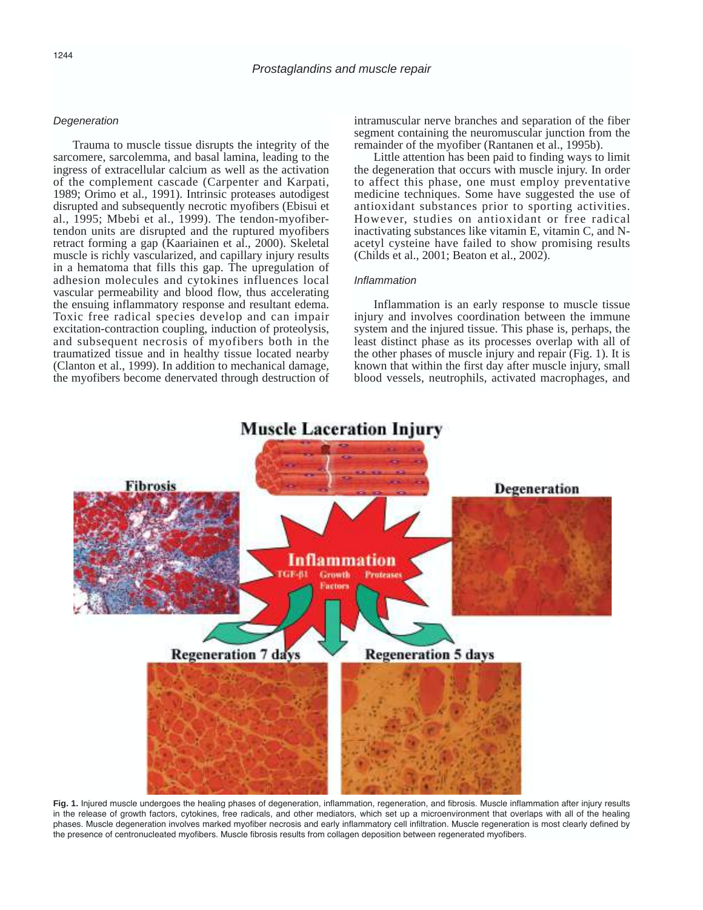### *Degeneration*

Trauma to muscle tissue disrupts the integrity of the sarcomere, sarcolemma, and basal lamina, leading to the ingress of extracellular calcium as well as the activation of the complement cascade (Carpenter and Karpati, 1989; Orimo et al., 1991). Intrinsic proteases autodigest disrupted and subsequently necrotic myofibers (Ebisui et al., 1995; Mbebi et al., 1999). The tendon-myofiber-tendon units are disrupted and the ruptured myofibers retract forming a gap (Kaariainen et al., 2000). Skeletal muscle is richly vascularized, and capillary injury results in a hematoma that fills this gap. The upregulation of adhesion molecules and cytokines influences local vascular permeability and blood flow, thus accelerating the ensuing inflammatory response and resultant edema. Toxic free radical species develop and can impair excitation-contraction coupling, induction of proteolysis, and subsequent necrosis of myofibers both in the traumatized tissue and in healthy tissue located nearby (Clanton et al., 1999). In addition to mechanical damage, the myofibers become denervated through destruction of intramuscular nerve branches and separation of the fiber segment containing the neuromuscular junction from the remainder of the myofiber (Rantanen et al., 1995b).

Little attention has been paid to finding ways to limit the degeneration that occurs with muscle injury. In order to affect this phase, one must employ preventative medicine techniques. Some have suggested the use of antioxidant substances prior to sporting activities. However, studies on antioxidant or free radical inactivating substances like vitamin E, vitamin C, and N-acetyl cysteine have failed to show promising results (Childs et al., 2001; Beaton et al., 2002).

### *Inflammation*

Inflammation is an early response to muscle tissue injury and involves coordination between the immune system and the injured tissue. This phase is, perhaps, the least distinct phase as its processes overlap with all of the other phases of muscle injury and repair (Fig. 1). It is known that within the first day after muscle injury, small blood vessels, neutrophils, activated macrophages, and

**Fig. 1.** Injured muscle undergoes the healing phases of degeneration, inflammation, regeneration, and fibrosis. Muscle inflammation after injury results in the release of growth factors, cytokines, free radicals, and other mediators, which set up a microenvironment that overlaps with all of the healing phases. Muscle degeneration involves marked myofiber necrosis and early inflammatory cell infiltration. Muscle regeneration is most clearly defined by the presence of centronucleated myofibers. Muscle fibrosis results from collagen deposition between regenerated myofibers.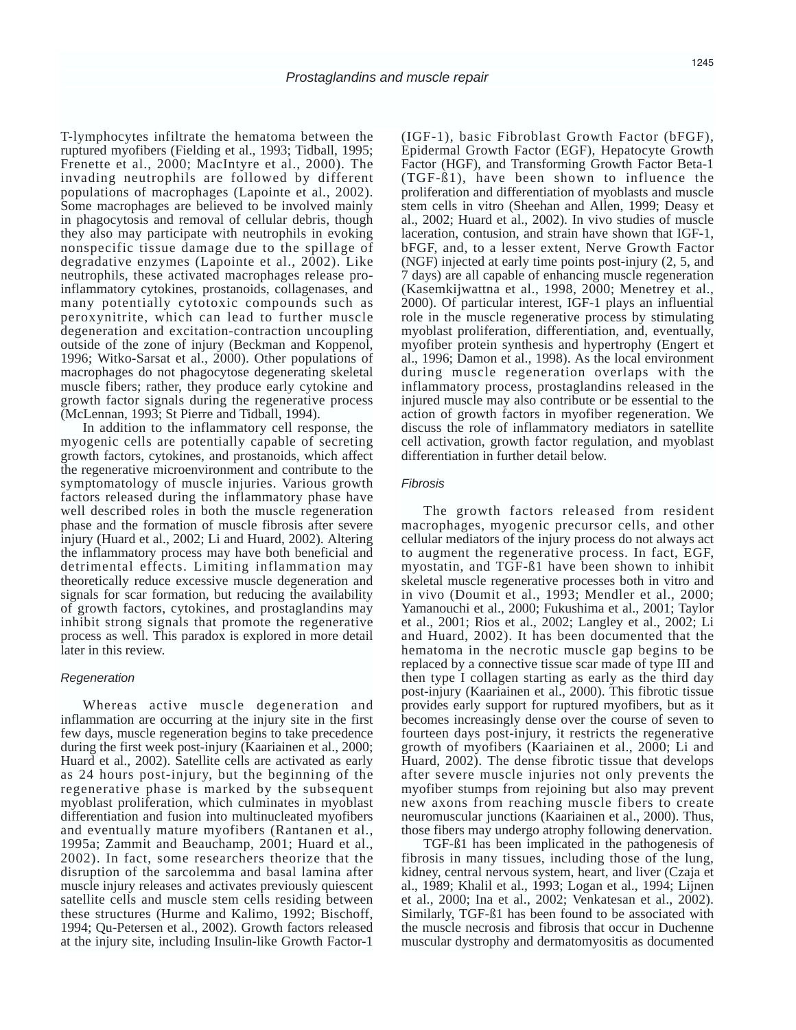T-lymphocytes infiltrate the hematoma between the ruptured myofibers (Fielding et al., 1993; Tidball, 1995; Frenette et al., 2000; MacIntyre et al., 2000). The invading neutrophils are followed by different populations of macrophages (Lapointe et al., 2002). Some macrophages are believed to be involved mainly in phagocytosis and removal of cellular debris, though they also may participate with neutrophils in evoking nonspecific tissue damage due to the spillage of degradative enzymes (Lapointe et al., 2002). Like neutrophils, these activated macrophages release pro-inflammatory cytokines, prostanoids, collagenases, and many potentially cytotoxic compounds such as peroxynitrite, which can lead to further muscle degeneration and excitation-contraction uncoupling outside of the zone of injury (Beckman and Koppenol, 1996; Witko-Sarsat et al., 2000). Other populations of macrophages do not phagocytose degenerating skeletal muscle fibers; rather, they produce early cytokine and growth factor signals during the regenerative process (McLennan, 1993; St Pierre and Tidball, 1994).

In addition to the inflammatory cell response, the myogenic cells are potentially capable of secreting growth factors, cytokines, and prostanoids, which affect the regenerative microenvironment and contribute to the symptomatology of muscle injuries. Various growth factors released during the inflammatory phase have well described roles in both the muscle regeneration phase and the formation of muscle fibrosis after severe injury (Huard et al., 2002; Li and Huard, 2002). Altering the inflammatory process may have both beneficial and detrimental effects. Limiting inflammation may theoretically reduce excessive muscle degeneration and signals for scar formation, but reducing the availability of growth factors, cytokines, and prostaglandins may inhibit strong signals that promote the regenerative process as well. This paradox is explored in more detail later in this review.

### *Regeneration*

Whereas active muscle degeneration and inflammation are occurring at the injury site in the first few days, muscle regeneration begins to take precedence during the first week post-injury (Kaariainen et al., 2000; Huard et al., 2002). Satellite cells are activated as early as 24 hours post-injury, but the beginning of the regenerative phase is marked by the subsequent myoblast proliferation, which culminates in myoblast differentiation and fusion into multinucleated myofibers and eventually mature myofibers (Rantanen et al., 1995a; Zammit and Beauchamp, 2001; Huard et al., 2002). In fact, some researchers theorize that the disruption of the sarcolemma and basal lamina after muscle injury releases and activates previously quiescent satellite cells and muscle stem cells residing between these structures (Hurme and Kalimo, 1992; Bischoff, 1994; Qu-Petersen et al., 2002). Growth factors released at the injury site, including Insulin-like Growth Factor-1 (IGF-1), basic Fibroblast Growth Factor (bFGF), Epidermal Growth Factor (EGF), Hepatocyte Growth Factor (HGF), and Transforming Growth Factor Beta-1 (TGF-ß1), have been shown to influence the proliferation and differentiation of myoblasts and muscle stem cells in vitro (Sheehan and Allen, 1999; Deasy et al., 2002; Huard et al., 2002). In vivo studies of muscle laceration, contusion, and strain have shown that IGF-1, bFGF, and, to a lesser extent, Nerve Growth Factor (NGF) injected at early time points post-injury (2, 5, and 7 days) are all capable of enhancing muscle regeneration (Kasemkijwattna et al., 1998, 2000; Menetrey et al., 2000). Of particular interest, IGF-1 plays an influential role in the muscle regenerative process by stimulating myoblast proliferation, differentiation, and, eventually, myofiber protein synthesis and hypertrophy (Engert et al., 1996; Damon et al., 1998). As the local environment during muscle regeneration overlaps with the inflammatory process, prostaglandins released in the injured muscle may also contribute or be essential to the action of growth factors in myofiber regeneration. We discuss the role of inflammatory mediators in satellite cell activation, growth factor regulation, and myoblast differentiation in further detail below.

### *Fibrosis*

The growth factors released from resident macrophages, myogenic precursor cells, and other cellular mediators of the injury process do not always act to augment the regenerative process. In fact, EGF, myostatin, and TGF-ß1 have been shown to inhibit skeletal muscle regenerative processes both in vitro and in vivo (Doumit et al., 1993; Mendler et al., 2000; Yamanouchi et al., 2000; Fukushima et al., 2001; Taylor et al., 2001; Rios et al., 2002; Langley et al., 2002; Li and Huard, 2002). It has been documented that the hematoma in the necrotic muscle gap begins to be replaced by a connective tissue scar made of type III and then type I collagen starting as early as the third day post-injury (Kaariainen et al., 2000). This fibrotic tissue provides early support for ruptured myofibers, but as it becomes increasingly dense over the course of seven to fourteen days post-injury, it restricts the regenerative growth of myofibers (Kaariainen et al., 2000; Li and Huard, 2002). The dense fibrotic tissue that develops after severe muscle injuries not only prevents the myofiber stumps from rejoining but also may prevent new axons from reaching muscle fibers to create neuromuscular junctions (Kaariainen et al., 2000). Thus, those fibers may undergo atrophy following denervation.

TGF-ß1 has been implicated in the pathogenesis of fibrosis in many tissues, including those of the lung, kidney, central nervous system, heart, and liver (Czaja et al., 1989; Khalil et al., 1993; Logan et al., 1994; Lijnen et al., 2000; Ina et al., 2002; Venkatesan et al., 2002). Similarly, TGF-ß1 has been found to be associated with the muscle necrosis and fibrosis that occur in Duchenne muscular dystrophy and dermatomyositis as documented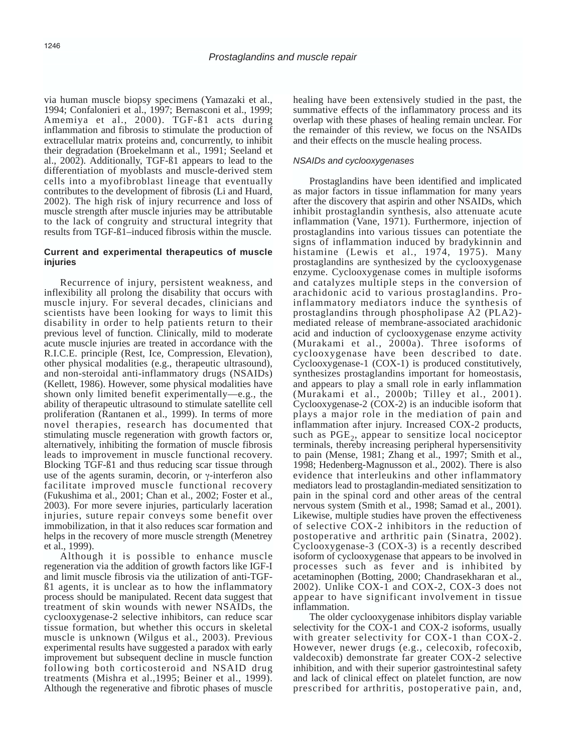via human muscle biopsy specimens (Yamazaki et al., 1994; Confalonieri et al., 1997; Bernasconi et al., 1999; Amemiya et al., 2000). TGF-ß1 acts during inflammation and fibrosis to stimulate the production of extracellular matrix proteins and, concurrently, to inhibit their degradation (Broekelmann et al., 1991; Seeland et al., 2002). Additionally, TGF-ß1 appears to lead to the differentiation of myoblasts and muscle-derived stem cells into a myofibroblast lineage that eventually contributes to the development of fibrosis (Li and Huard, 2002). The high risk of injury recurrence and loss of muscle strength after muscle injuries may be attributable to the lack of congruity and structural integrity that results from TGF-ß1–induced fibrosis within the muscle.

## Current and experimental therapeutics of muscle injuries

Recurrence of injury, persistent weakness, and inflexibility all prolong the disability that occurs with muscle injury. For several decades, clinicians and scientists have been looking for ways to limit this disability in order to help patients return to their previous level of function. Clinically, mild to moderate acute muscle injuries are treated in accordance with the R.I.C.E. principle (Rest, Ice, Compression, Elevation), other physical modalities (e.g., therapeutic ultrasound), and non-steroidal anti-inflammatory drugs (NSAIDs) (Kellett, 1986). However, some physical modalities have shown only limited benefit experimentally—e.g., the ability of therapeutic ultrasound to stimulate satellite cell proliferation (Rantanen et al., 1999). In terms of more novel therapies, research has documented that stimulating muscle regeneration with growth factors or, alternatively, inhibiting the formation of muscle fibrosis leads to improvement in muscle functional recovery. Blocking TGF-ß1 and thus reducing scar tissue through use of the agents suramin, decorin, or γ-interferon also facilitate improved muscle functional recovery (Fukushima et al., 2001; Chan et al., 2002; Foster et al., 2003). For more severe injuries, particularly laceration injuries, suture repair conveys some benefit over immobilization, in that it also reduces scar formation and helps in the recovery of more muscle strength (Menetrey et al., 1999).

Although it is possible to enhance muscle regeneration via the addition of growth factors like IGF-I and limit muscle fibrosis via the utilization of anti-TGF-ß1 agents, it is unclear as to how the inflammatory process should be manipulated. Recent data suggest that treatment of skin wounds with newer NSAIDs, the cyclooxygenase-2 selective inhibitors, can reduce scar tissue formation, but whether this occurs in skeletal muscle is unknown (Wilgus et al., 2003). Previous experimental results have suggested a paradox with early improvement but subsequent decline in muscle function following both corticosteroid and NSAID drug treatments (Mishra et al.,1995; Beiner et al., 1999). Although the regenerative and fibrotic phases of muscle healing have been extensively studied in the past, the summative effects of the inflammatory process and its overlap with these phases of healing remain unclear. For the remainder of this review, we focus on the NSAIDs and their effects on the muscle healing process.

### *NSAIDs and cyclooxygenases*

Prostaglandins have been identified and implicated as major factors in tissue inflammation for many years after the discovery that aspirin and other NSAIDs, which inhibit prostaglandin synthesis, also attenuate acute inflammation (Vane, 1971). Furthermore, injection of prostaglandins into various tissues can potentiate the signs of inflammation induced by bradykinnin and histamine (Lewis et al., 1974, 1975). Many prostaglandins are synthesized by the cyclooxygenase enzyme. Cyclooxygenase comes in multiple isoforms and catalyzes multiple steps in the conversion of arachidonic acid to various prostaglandins. Pro-inflammatory mediators induce the synthesis of prostaglandins through phospholipase A2 (PLA2)-mediated release of membrane-associated arachidonic acid and induction of cyclooxygenase enzyme activity (Murakami et al., 2000a). Three isoforms of cyclooxygenase have been described to date. Cyclooxygenase-1 (COX-1) is produced constitutively, synthesizes prostaglandins important for homeostasis, and appears to play a small role in early inflammation (Murakami et al., 2000b; Tilley et al., 2001). Cyclooxygenase-2 (COX-2) is an inducible isoform that plays a major role in the mediation of pain and inflammation after injury. Increased COX-2 products, such as $PGE_2$, appear to sensitize local nociceptor terminals, thereby increasing peripheral hypersensitivity to pain (Mense, 1981; Zhang et al., 1997; Smith et al., 1998; Hedenberg-Magnusson et al., 2002). There is also evidence that interleukins and other inflammatory mediators lead to prostaglandin-mediated sensitization to pain in the spinal cord and other areas of the central nervous system (Smith et al., 1998; Samad et al., 2001). Likewise, multiple studies have proven the effectiveness of selective COX-2 inhibitors in the reduction of postoperative and arthritic pain (Sinatra, 2002). Cyclooxygenase-3 (COX-3) is a recently described isoform of cyclooxygenase that appears to be involved in processes such as fever and is inhibited by acetaminophen (Botting, 2000; Chandrasekharan et al., 2002). Unlike COX-1 and COX-2, COX-3 does not appear to have significant involvement in tissue inflammation.

The older cyclooxygenase inhibitors display variable selectivity for the COX-1 and COX-2 isoforms, usually with greater selectivity for COX-1 than COX-2. However, newer drugs (e.g., celecoxib, rofecoxib, valdecoxib) demonstrate far greater COX-2 selective inhibition, and with their superior gastrointestinal safety and lack of clinical effect on platelet function, are now prescribed for arthritis, postoperative pain, and,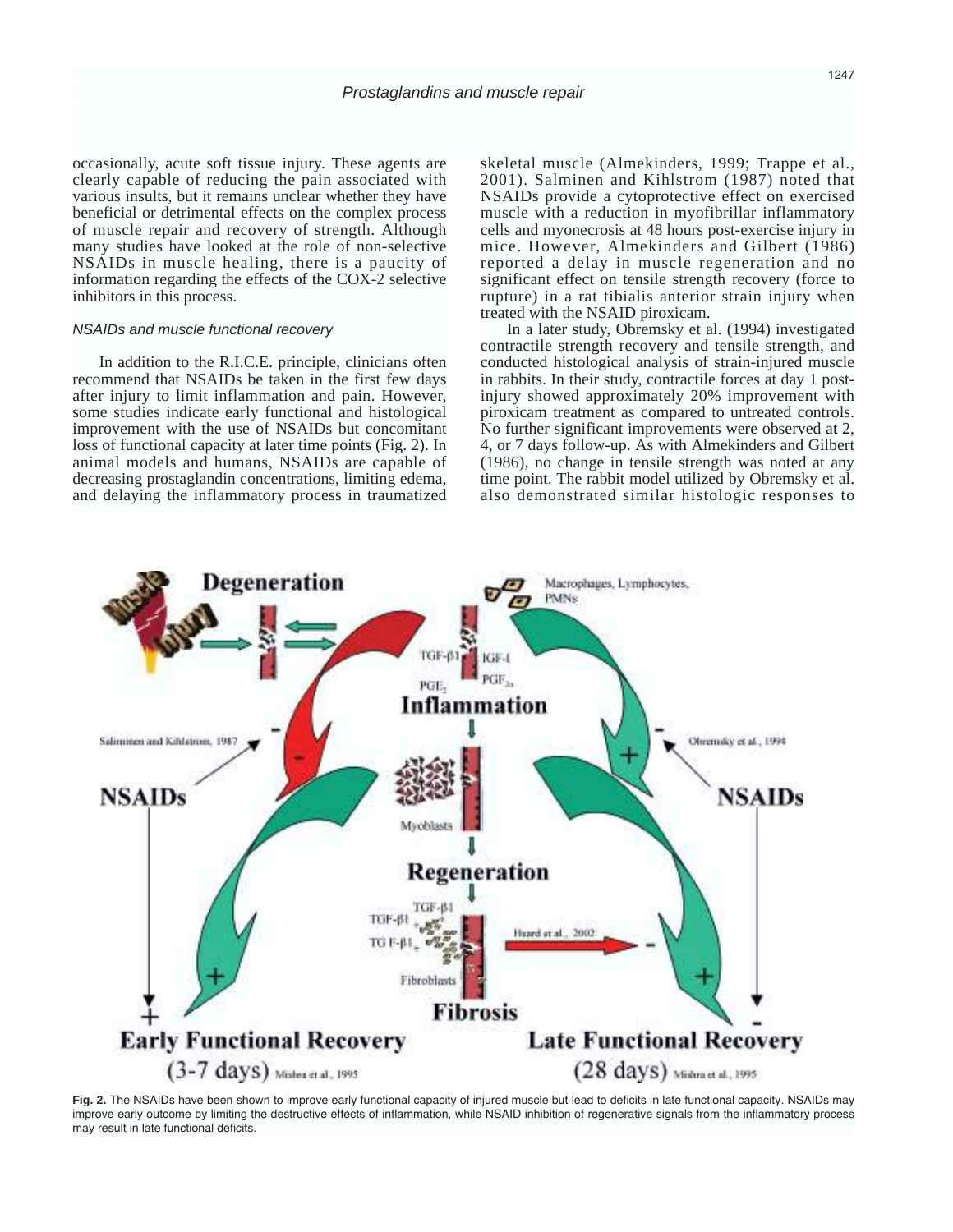occasionally, acute soft tissue injury. These agents are clearly capable of reducing the pain associated with various insults, but it remains unclear whether they have beneficial or detrimental effects on the complex process of muscle repair and recovery of strength. Although many studies have looked at the role of non-selective NSAIDs in muscle healing, there is a paucity of information regarding the effects of the COX-2 selective inhibitors in this process.

### *NSAIDs and muscle functional recovery*

In addition to the R.I.C.E. principle, clinicians often recommend that NSAIDs be taken in the first few days after injury to limit inflammation and pain. However, some studies indicate early functional and histological improvement with the use of NSAIDs but concomitant loss of functional capacity at later time points (Fig. 2). In animal models and humans, NSAIDs are capable of decreasing prostaglandin concentrations, limiting edema, and delaying the inflammatory process in traumatized skeletal muscle (Almekinders, 1999; Trappe et al., 2001). Salminen and Kihlstrom (1987) noted that NSAIDs provide a cytoprotective effect on exercised muscle with a reduction in myofibrillar inflammatory cells and myonecrosis at 48 hours post-exercise injury in mice. However, Almekinders and Gilbert (1986) reported a delay in muscle regeneration and no significant effect on tensile strength recovery (force to rupture) in a rat tibialis anterior strain injury when treated with the NSAID piroxicam.

In a later study, Obremsky et al. (1994) investigated contractile strength recovery and tensile strength, and conducted histological analysis of strain-injured muscle in rabbits. In their study, contractile forces at day 1 post-injury showed approximately 20% improvement with piroxicam treatment as compared to untreated controls. No further significant improvements were observed at 2, 4, or 7 days follow-up. As with Almekinders and Gilbert (1986), no change in tensile strength was noted at any time point. The rabbit model utilized by Obremsky et al. also demonstrated similar histologic responses to

**Fig. 2.** The NSAIDs have been shown to improve early functional capacity of injured muscle but lead to deficits in late functional capacity. NSAIDs may improve early outcome by limiting the destructive effects of inflammation, while NSAID inhibition of regenerative signals from the inflammatory process may result in late functional deficits.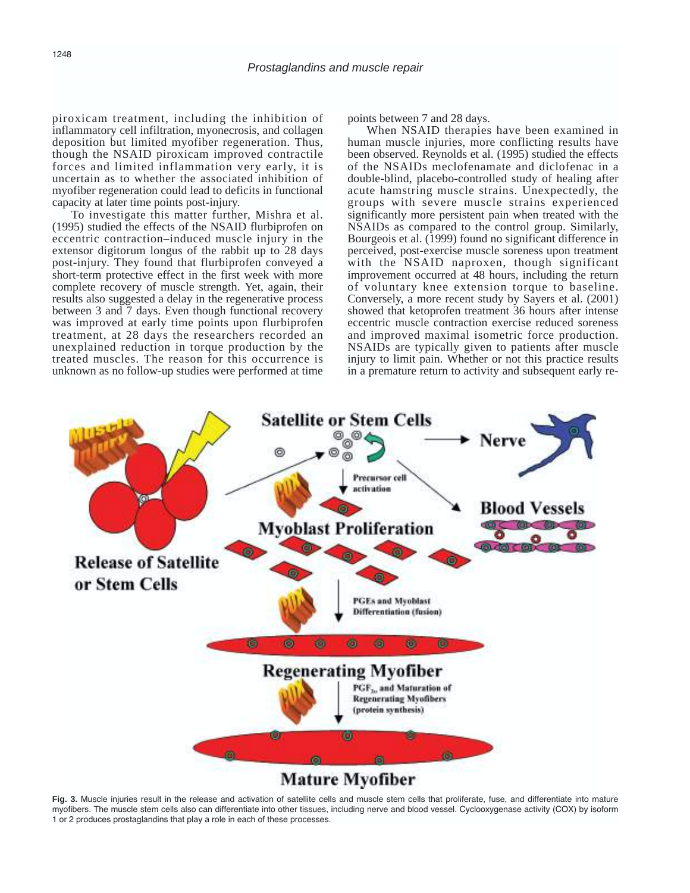piroxicam treatment, including the inhibition of inflammatory cell infiltration, myonecrosis, and collagen deposition but limited myofiber regeneration. Thus, though the NSAID piroxicam improved contractile forces and limited inflammation very early, it is uncertain as to whether the associated inhibition of myofiber regeneration could lead to deficits in functional capacity at later time points post-injury.

To investigate this matter further, Mishra et al. (1995) studied the effects of the NSAID flurbiprofen on eccentric contraction–induced muscle injury in the extensor digitorum longus of the rabbit up to 28 days post-injury. They found that flurbiprofen conveyed a short-term protective effect in the first week with more complete recovery of muscle strength. Yet, again, their results also suggested a delay in the regenerative process between 3 and 7 days. Even though functional recovery was improved at early time points upon flurbiprofen treatment, at 28 days the researchers recorded an unexplained reduction in torque production by the treated muscles. The reason for this occurrence is unknown as no follow-up studies were performed at time points between 7 and 28 days.

When NSAID therapies have been examined in human muscle injuries, more conflicting results have been observed. Reynolds et al. (1995) studied the effects of the NSAIDs meclofenamate and diclofenac in a double-blind, placebo-controlled study of healing after acute hamstring muscle strains. Unexpectedly, the groups with severe muscle strains experienced significantly more persistent pain when treated with the NSAIDs as compared to the control group. Similarly, Bourgeois et al. (1999) found no significant difference in perceived, post-exercise muscle soreness upon treatment with the NSAID naproxen, though significant improvement occurred at 48 hours, including the return of voluntary knee extension torque to baseline. Conversely, a more recent study by Sayers et al. (2001) showed that ketoprofen treatment 36 hours after intense eccentric muscle contraction exercise reduced soreness and improved maximal isometric force production. NSAIDs are typically given to patients after muscle injury to limit pain. Whether or not this practice results in a premature return to activity and subsequent early re-

**Fig. 3.** Muscle injuries result in the release and activation of satellite cells and muscle stem cells that proliferate, fuse, and differentiate into mature myofibers. The muscle stem cells also can differentiate into other tissues, including nerve and blood vessel. Cyclooxygenase activity (COX) by isoform 1 or 2 produces prostaglandins that play a role in each of these processes.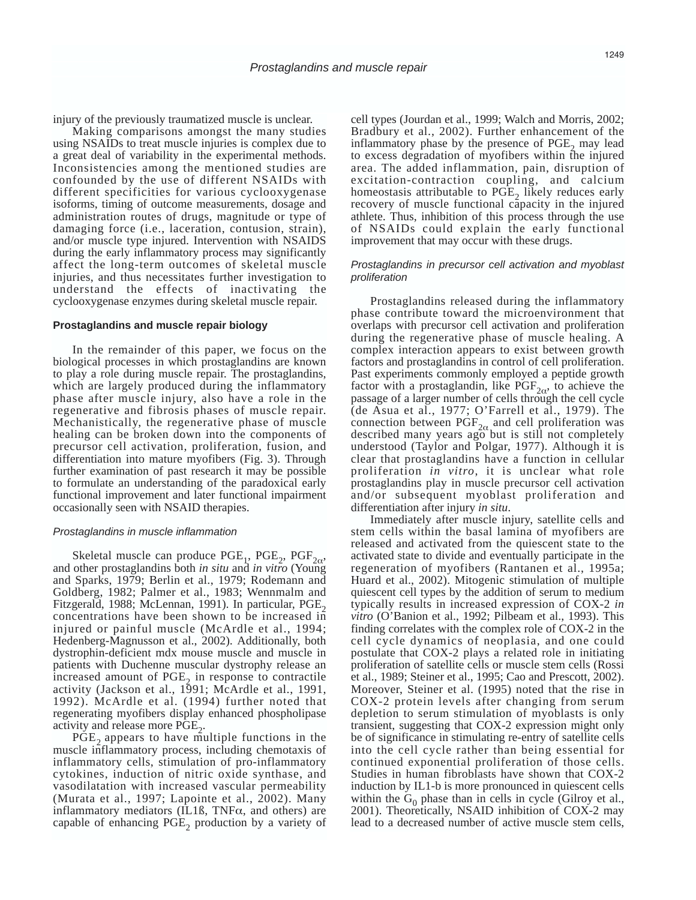injury of the previously traumatized muscle is unclear.

Making comparisons amongst the many studies using NSAIDs to treat muscle injuries is complex due to a great deal of variability in the experimental methods. Inconsistencies among the mentioned studies are confounded by the use of different NSAIDs with different specificities for various cyclooxygenase isoforms, timing of outcome measurements, dosage and administration routes of drugs, magnitude or type of damaging force (i.e., laceration, contusion, strain), and/or muscle type injured. Intervention with NSAIDS during the early inflammatory process may significantly affect the long-term outcomes of skeletal muscle injuries, and thus necessitates further investigation to understand the effects of inactivating the cyclooxygenase enzymes during skeletal muscle repair.

## Prostaglandins and muscle repair biology

In the remainder of this paper, we focus on the biological processes in which prostaglandins are known to play a role during muscle repair. The prostaglandins, which are largely produced during the inflammatory phase after muscle injury, also have a role in the regenerative and fibrosis phases of muscle repair. Mechanistically, the regenerative phase of muscle healing can be broken down into the components of precursor cell activation, proliferation, fusion, and differentiation into mature myofibers (Fig. 3). Through further examination of past research it may be possible to formulate an understanding of the paradoxical early functional improvement and later functional impairment occasionally seen with NSAID therapies.

### *Prostaglandins in muscle inflammation*

Skeletal muscle can produce $PGE_1$, $PGE_2$, $PGF_{2\alpha}$, and other prostaglandins both *in situ* and *in vitro* (Young and Sparks, 1979; Berlin et al., 1979; Rodemann and Goldberg, 1982; Palmer et al., 1983; Wennmalm and Fitzgerald, 1988; McLennan, 1991). In particular, $PGE_2$ concentrations have been shown to be increased in injured or painful muscle (McArdle et al., 1994; Hedenberg-Magnusson et al., 2002). Additionally, both dystrophin-deficient mdx mouse muscle and muscle in patients with Duchenne muscular dystrophy release an increased amount of $PGE_2$ in response to contractile activity (Jackson et al., 1991; McArdle et al., 1991, 1992). McArdle et al. (1994) further noted that regenerating myofibers display enhanced phospholipase activity and release more $PGE_2$.

$PGE_2$ appears to have multiple functions in the muscle inflammatory process, including chemotaxis of inflammatory cells, stimulation of pro-inflammatory cytokines, induction of nitric oxide synthase, and vasodilatation with increased vascular permeability (Murata et al., 1997; Lapointe et al., 2002). Many inflammatory mediators (IL1ß, TNF$\alpha$, and others) are capable of enhancing $PGE_2$ production by a variety of cell types (Jourdan et al., 1999; Walch and Morris, 2002; Bradbury et al., 2002). Further enhancement of the inflammatory phase by the presence of $PGE_2$ may lead to excess degradation of myofibers within the injured area. The added inflammation, pain, disruption of excitation-contraction coupling, and calcium homeostasis attributable to $PGE_2$ likely reduces early recovery of muscle functional capacity in the injured athlete. Thus, inhibition of this process through the use of NSAIDs could explain the early functional improvement that may occur with these drugs.

### *Prostaglandins in precursor cell activation and myoblast proliferation*

Prostaglandins released during the inflammatory phase contribute toward the microenvironment that overlaps with precursor cell activation and proliferation during the regenerative phase of muscle healing. A complex interaction appears to exist between growth factors and prostaglandins in control of cell proliferation. Past experiments commonly employed a peptide growth factor with a prostaglandin, like $PGF_{2\alpha}$, to achieve the passage of a larger number of cells through the cell cycle (de Asua et al., 1977; O'Farrell et al., 1979). The connection between $PGF_{2\alpha}$ and cell proliferation was described many years ago but is still not completely understood (Taylor and Polgar, 1977). Although it is clear that prostaglandins have a function in cellular proliferation *in vitro*, it is unclear what role prostaglandins play in muscle precursor cell activation and/or subsequent myoblast proliferation and differentiation after injury *in situ*.

Immediately after muscle injury, satellite cells and stem cells within the basal lamina of myofibers are released and activated from the quiescent state to the activated state to divide and eventually participate in the regeneration of myofibers (Rantanen et al., 1995a; Huard et al., 2002). Mitogenic stimulation of multiple quiescent cell types by the addition of serum to medium typically results in increased expression of COX-2 *in vitro* (O'Banion et al., 1992; Pilbeam et al., 1993). This finding correlates with the complex role of COX-2 in the cell cycle dynamics of neoplasia, and one could postulate that COX-2 plays a related role in initiating proliferation of satellite cells or muscle stem cells (Rossi et al., 1989; Steiner et al., 1995; Cao and Prescott, 2002). Moreover, Steiner et al. (1995) noted that the rise in COX-2 protein levels after changing from serum depletion to serum stimulation of myoblasts is only transient, suggesting that COX-2 expression might only be of significance in stimulating re-entry of satellite cells into the cell cycle rather than being essential for continued exponential proliferation of those cells. Studies in human fibroblasts have shown that COX-2 induction by IL1-b is more pronounced in quiescent cells within the $G_0$ phase than in cells in cycle (Gilroy et al., 2001). Theoretically, NSAID inhibition of COX-2 may lead to a decreased number of active muscle stem cells,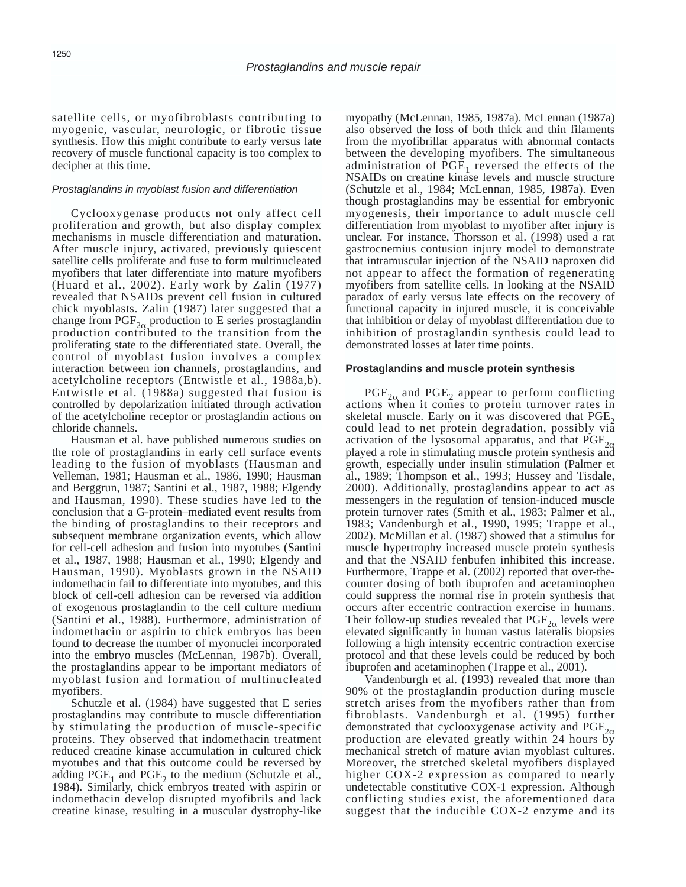satellite cells, or myofibroblasts contributing to myogenic, vascular, neurologic, or fibrotic tissue synthesis. How this might contribute to early versus late recovery of muscle functional capacity is too complex to decipher at this time.

### *Prostaglandins in myoblast fusion and differentiation*

Cyclooxygenase products not only affect cell proliferation and growth, but also display complex mechanisms in muscle differentiation and maturation. After muscle injury, activated, previously quiescent satellite cells proliferate and fuse to form multinucleated myofibers that later differentiate into mature myofibers (Huard et al., 2002). Early work by Zalin (1977) revealed that NSAIDs prevent cell fusion in cultured chick myoblasts. Zalin (1987) later suggested that a change from $PGF_{2\alpha}$ production to E series prostaglandin production contributed to the transition from the proliferating state to the differentiated state. Overall, the control of myoblast fusion involves a complex interaction between ion channels, prostaglandins, and acetylcholine receptors (Entwistle et al., 1988a,b). Entwistle et al. (1988a) suggested that fusion is controlled by depolarization initiated through activation of the acetylcholine receptor or prostaglandin actions on chloride channels.

Hausman et al. have published numerous studies on the role of prostaglandins in early cell surface events leading to the fusion of myoblasts (Hausman and Velleman, 1981; Hausman et al., 1986, 1990; Hausman and Berggrun, 1987; Santini et al., 1987, 1988; Elgendy and Hausman, 1990). These studies have led to the conclusion that a G-protein–mediated event results from the binding of prostaglandins to their receptors and subsequent membrane organization events, which allow for cell-cell adhesion and fusion into myotubes (Santini et al., 1987, 1988; Hausman et al., 1990; Elgendy and Hausman, 1990). Myoblasts grown in the NSAID indomethacin fail to differentiate into myotubes, and this block of cell-cell adhesion can be reversed via addition of exogenous prostaglandin to the cell culture medium (Santini et al., 1988). Furthermore, administration of indomethacin or aspirin to chick embryos has been found to decrease the number of myonuclei incorporated into the embryo muscles (McLennan, 1987b). Overall, the prostaglandins appear to be important mediators of myoblast fusion and formation of multinucleated myofibers.

Schutzle et al. (1984) have suggested that E series prostaglandins may contribute to muscle differentiation by stimulating the production of muscle-specific proteins. They observed that indomethacin treatment reduced creatine kinase accumulation in cultured chick myotubes and that this outcome could be reversed by adding $PGE_1$ and $PGE_2$ to the medium (Schutzle et al., 1984). Similarly, chick embryos treated with aspirin or indomethacin develop disrupted myofibrils and lack creatine kinase, resulting in a muscular dystrophy-like myopathy (McLennan, 1985, 1987a). McLennan (1987a) also observed the loss of both thick and thin filaments from the myofibrillar apparatus with abnormal contacts between the developing myofibers. The simultaneous administration of $PGE_1$ reversed the effects of the NSAIDs on creatine kinase levels and muscle structure (Schutzle et al., 1984; McLennan, 1985, 1987a). Even though prostaglandins may be essential for embryonic myogenesis, their importance to adult muscle cell differentiation from myoblast to myofiber after injury is unclear. For instance, Thorsson et al. (1998) used a rat gastrocnemius contusion injury model to demonstrate that intramuscular injection of the NSAID naproxen did not appear to affect the formation of regenerating myofibers from satellite cells. In looking at the NSAID paradox of early versus late effects on the recovery of functional capacity in injured muscle, it is conceivable that inhibition or delay of myoblast differentiation due to inhibition of prostaglandin synthesis could lead to demonstrated losses at later time points.

### **Prostaglandins and muscle protein synthesis**

$PGF_{2\alpha}$ and $PGE_2$ appear to perform conflicting actions when it comes to protein turnover rates in skeletal muscle. Early on it was discovered that $PGE_2$ could lead to net protein degradation, possibly via activation of the lysosomal apparatus, and that $PGF_{2\alpha}$ played a role in stimulating muscle protein synthesis and growth, especially under insulin stimulation (Palmer et al., 1989; Thompson et al., 1993; Hussey and Tisdale, 2000). Additionally, prostaglandins appear to act as messengers in the regulation of tension-induced muscle protein turnover rates (Smith et al., 1983; Palmer et al., 1983; Vandenburgh et al., 1990, 1995; Trappe et al., 2002). McMillan et al. (1987) showed that a stimulus for muscle hypertrophy increased muscle protein synthesis and that the NSAID fenbufen inhibited this increase. Furthermore, Trappe et al. (2002) reported that over-the-counter dosing of both ibuprofen and acetaminophen could suppress the normal rise in protein synthesis that occurs after eccentric contraction exercise in humans. Their follow-up studies revealed that $PGF_{2\alpha}$ levels were elevated significantly in human vastus lateralis biopsies following a high intensity eccentric contraction exercise protocol and that these levels could be reduced by both ibuprofen and acetaminophen (Trappe et al., 2001).

Vandenburgh et al. (1993) revealed that more than 90% of the prostaglandin production during muscle stretch arises from the myofibers rather than from fibroblasts. Vandenburgh et al. (1995) further demonstrated that cyclooxygenase activity and $PGF_{2\alpha}$ production are elevated greatly within 24 hours by mechanical stretch of mature avian myoblast cultures. Moreover, the stretched skeletal myofibers displayed higher COX-2 expression as compared to nearly undetectable constitutive COX-1 expression. Although conflicting studies exist, the aforementioned data suggest that the inducible COX-2 enzyme and its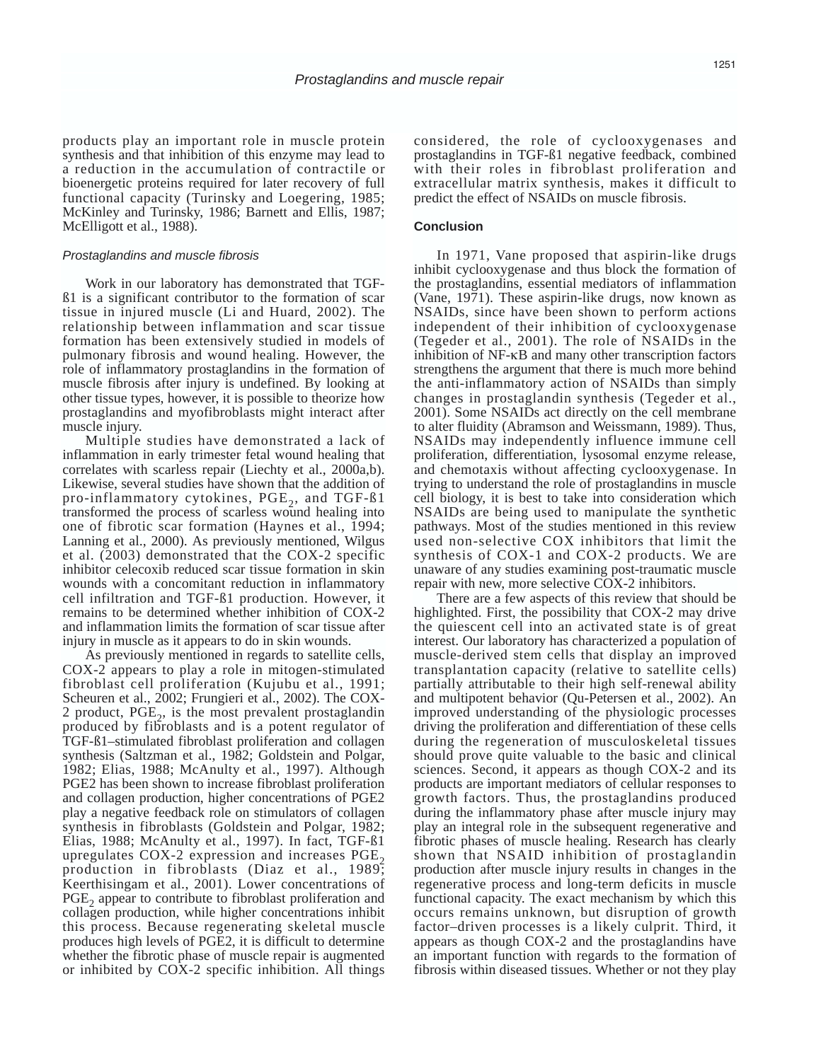products play an important role in muscle protein synthesis and that inhibition of this enzyme may lead to a reduction in the accumulation of contractile or bioenergetic proteins required for later recovery of full functional capacity (Turinsky and Loegering, 1985; McKinley and Turinsky, 1986; Barnett and Ellis, 1987; McElligott et al., 1988).

### *Prostaglandins and muscle fibrosis*

Work in our laboratory has demonstrated that TGF-ß1 is a significant contributor to the formation of scar tissue in injured muscle (Li and Huard, 2002). The relationship between inflammation and scar tissue formation has been extensively studied in models of pulmonary fibrosis and wound healing. However, the role of inflammatory prostaglandins in the formation of muscle fibrosis after injury is undefined. By looking at other tissue types, however, it is possible to theorize how prostaglandins and myofibroblasts might interact after muscle injury.

Multiple studies have demonstrated a lack of inflammation in early trimester fetal wound healing that correlates with scarless repair (Liechty et al., 2000a,b). Likewise, several studies have shown that the addition of pro-inflammatory cytokines, $PGE_2$, and TGF-ß1 transformed the process of scarless wound healing into one of fibrotic scar formation (Haynes et al., 1994; Lanning et al., 2000). As previously mentioned, Wilgus et al. (2003) demonstrated that the COX-2 specific inhibitor celecoxib reduced scar tissue formation in skin wounds with a concomitant reduction in inflammatory cell infiltration and TGF-ß1 production. However, it remains to be determined whether inhibition of COX-2 and inflammation limits the formation of scar tissue after injury in muscle as it appears to do in skin wounds.

As previously mentioned in regards to satellite cells, COX-2 appears to play a role in mitogen-stimulated fibroblast cell proliferation (Kujubu et al., 1991; Scheuren et al., 2002; Frungieri et al., 2002). The COX-2 product, $PGE_2$, is the most prevalent prostaglandin produced by fibroblasts and is a potent regulator of TGF-ß1–stimulated fibroblast proliferation and collagen synthesis (Saltzman et al., 1982; Goldstein and Polgar, 1982; Elias, 1988; McAnulty et al., 1997). Although PGE2 has been shown to increase fibroblast proliferation and collagen production, higher concentrations of PGE2 play a negative feedback role on stimulators of collagen synthesis in fibroblasts (Goldstein and Polgar, 1982; Elias, 1988; McAnulty et al., 1997). In fact, TGF-ß1 upregulates COX-2 expression and increases $PGE_2$ production in fibroblasts (Diaz et al., 1989; Keerthisingam et al., 2001). Lower concentrations of $PGE_2$ appear to contribute to fibroblast proliferation and collagen production, while higher concentrations inhibit this process. Because regenerating skeletal muscle produces high levels of PGE2, it is difficult to determine whether the fibrotic phase of muscle repair is augmented or inhibited by COX-2 specific inhibition. All things considered, the role of cyclooxygenases and prostaglandins in TGF-ß1 negative feedback, combined with their roles in fibroblast proliferation and extracellular matrix synthesis, makes it difficult to predict the effect of NSAIDs on muscle fibrosis.

## Conclusion

In 1971, Vane proposed that aspirin-like drugs inhibit cyclooxygenase and thus block the formation of the prostaglandins, essential mediators of inflammation (Vane, 1971). These aspirin-like drugs, now known as NSAIDs, since have been shown to perform actions independent of their inhibition of cyclooxygenase (Tegeder et al., 2001). The role of NSAIDs in the inhibition of NF-κB and many other transcription factors strengthens the argument that there is much more behind the anti-inflammatory action of NSAIDs than simply changes in prostaglandin synthesis (Tegeder et al., 2001). Some NSAIDs act directly on the cell membrane to alter fluidity (Abramson and Weissmann, 1989). Thus, NSAIDs may independently influence immune cell proliferation, differentiation, lysosomal enzyme release, and chemotaxis without affecting cyclooxygenase. In trying to understand the role of prostaglandins in muscle cell biology, it is best to take into consideration which NSAIDs are being used to manipulate the synthetic pathways. Most of the studies mentioned in this review used non-selective COX inhibitors that limit the synthesis of COX-1 and COX-2 products. We are unaware of any studies examining post-traumatic muscle repair with new, more selective COX-2 inhibitors.

There are a few aspects of this review that should be highlighted. First, the possibility that COX-2 may drive the quiescent cell into an activated state is of great interest. Our laboratory has characterized a population of muscle-derived stem cells that display an improved transplantation capacity (relative to satellite cells) partially attributable to their high self-renewal ability and multipotent behavior (Qu-Petersen et al., 2002). An improved understanding of the physiologic processes driving the proliferation and differentiation of these cells during the regeneration of musculoskeletal tissues should prove quite valuable to the basic and clinical sciences. Second, it appears as though COX-2 and its products are important mediators of cellular responses to growth factors. Thus, the prostaglandins produced during the inflammatory phase after muscle injury may play an integral role in the subsequent regenerative and fibrotic phases of muscle healing. Research has clearly shown that NSAID inhibition of prostaglandin production after muscle injury results in changes in the regenerative process and long-term deficits in muscle functional capacity. The exact mechanism by which this occurs remains unknown, but disruption of growth factor–driven processes is a likely culprit. Third, it appears as though COX-2 and the prostaglandins have an important function with regards to the formation of fibrosis within diseased tissues. Whether or not they play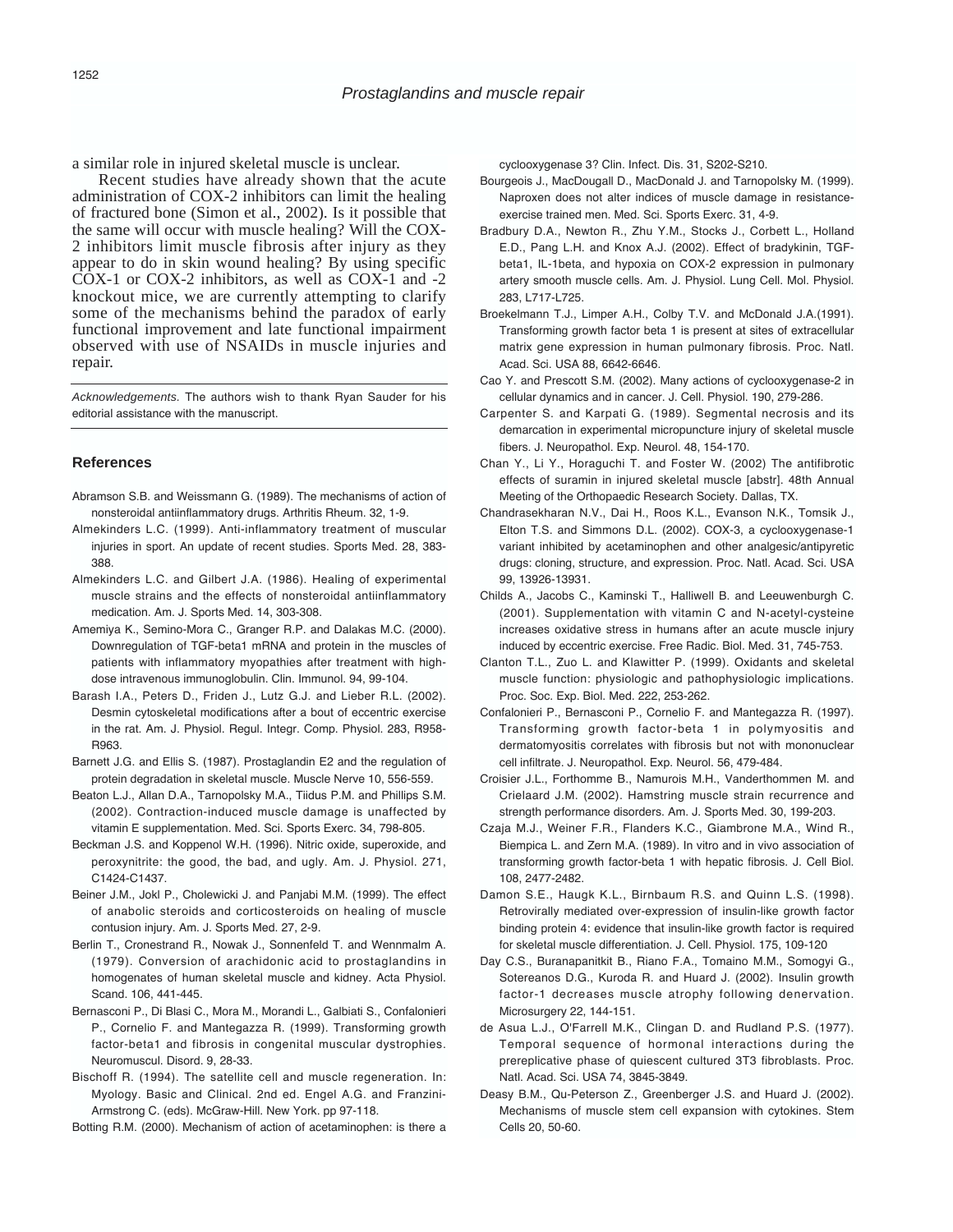a similar role in injured skeletal muscle is unclear.

Recent studies have already shown that the acute administration of COX-2 inhibitors can limit the healing of fractured bone (Simon et al., 2002). Is it possible that the same will occur with muscle healing? Will the COX-2 inhibitors limit muscle fibrosis after injury as they appear to do in skin wound healing? By using specific COX-1 or COX-2 inhibitors, as well as COX-1 and -2 knockout mice, we are currently attempting to clarify some of the mechanisms behind the paradox of early functional improvement and late functional impairment observed with use of NSAIDs in muscle injuries and repair.

*Acknowledgements.* The authors wish to thank Ryan Sauder for his editorial assistance with the manuscript.

## References

Abramson S.B. and Weissmann G. (1989). The mechanisms of action of nonsteroidal antiinflammatory drugs. Arthritis Rheum. 32, 1-9.

Almekinders L.C. (1999). Anti-inflammatory treatment of muscular injuries in sport. An update of recent studies. Sports Med. 28, 383-388.

Almekinders L.C. and Gilbert J.A. (1986). Healing of experimental muscle strains and the effects of nonsteroidal antiinflammatory medication. Am. J. Sports Med. 14, 303-308.

Amemiya K., Semino-Mora C., Granger R.P. and Dalakas M.C. (2000). Downregulation of TGF-beta1 mRNA and protein in the muscles of patients with inflammatory myopathies after treatment with high-dose intravenous immunoglobulin. Clin. Immunol. 94, 99-104.

Barash I.A., Peters D., Friden J., Lutz G.J. and Lieber R.L. (2002). Desmin cytoskeletal modifications after a bout of eccentric exercise in the rat. Am. J. Physiol. Regul. Integr. Comp. Physiol. 283, R958-R963.

Barnett J.G. and Ellis S. (1987). Prostaglandin E2 and the regulation of protein degradation in skeletal muscle. Muscle Nerve 10, 556-559.

Beaton L.J., Allan D.A., Tarnopolsky M.A., Tiidus P.M. and Phillips S.M. (2002). Contraction-induced muscle damage is unaffected by vitamin E supplementation. Med. Sci. Sports Exerc. 34, 798-805.

Beckman J.S. and Koppenol W.H. (1996). Nitric oxide, superoxide, and peroxynitrite: the good, the bad, and ugly. Am. J. Physiol. 271, C1424-C1437.

Beiner J.M., Jokl P., Cholewicki J. and Panjabi M.M. (1999). The effect of anabolic steroids and corticosteroids on healing of muscle contusion injury. Am. J. Sports Med. 27, 2-9.

Berlin T., Cronestrand R., Nowak J., Sonnenfeld T. and Wennmalm A. (1979). Conversion of arachidonic acid to prostaglandins in homogenates of human skeletal muscle and kidney. Acta Physiol. Scand. 106, 441-445.

Bernasconi P., Di Blasi C., Mora M., Morandi L., Galbiati S., Confalonieri P., Cornelio F. and Mantegazza R. (1999). Transforming growth factor-beta1 and fibrosis in congenital muscular dystrophies. Neuromuscul. Disord. 9, 28-33.

Bischoff R. (1994). The satellite cell and muscle regeneration. In: Myology. Basic and Clinical. 2nd ed. Engel A.G. and Franzini-Armstrong C. (eds). McGraw-Hill. New York. pp 97-118.

Botting R.M. (2000). Mechanism of action of acetaminophen: is there a cyclooxygenase 3? Clin. Infect. Dis. 31, S202-S210.

Bourgeois J., MacDougall D., MacDonald J. and Tarnopolsky M. (1999). Naproxen does not alter indices of muscle damage in resistance-exercise trained men. Med. Sci. Sports Exerc. 31, 4-9.

Bradbury D.A., Newton R., Zhu Y.M., Stocks J., Corbett L., Holland E.D., Pang L.H. and Knox A.J. (2002). Effect of bradykinin, TGF-beta1, IL-1beta, and hypoxia on COX-2 expression in pulmonary artery smooth muscle cells. Am. J. Physiol. Lung Cell. Mol. Physiol. 283, L717-L725.

Broekelmann T.J., Limper A.H., Colby T.V. and McDonald J.A.(1991). Transforming growth factor beta 1 is present at sites of extracellular matrix gene expression in human pulmonary fibrosis. Proc. Natl. Acad. Sci. USA 88, 6642-6646.

Cao Y. and Prescott S.M. (2002). Many actions of cyclooxygenase-2 in cellular dynamics and in cancer. J. Cell. Physiol. 190, 279-286.

Carpenter S. and Karpati G. (1989). Segmental necrosis and its demarcation in experimental micropuncture injury of skeletal muscle fibers. J. Neuropathol. Exp. Neurol. 48, 154-170.

Chan Y., Li Y., Horaguchi T. and Foster W. (2002) The antifibrotic effects of suramin in injured skeletal muscle [abstr]. 48th Annual Meeting of the Orthopaedic Research Society. Dallas, TX.

Chandrasekharan N.V., Dai H., Roos K.L., Evanson N.K., Tomsik J., Elton T.S. and Simmons D.L. (2002). COX-3, a cyclooxygenase-1 variant inhibited by acetaminophen and other analgesic/antipyretic drugs: cloning, structure, and expression. Proc. Natl. Acad. Sci. USA 99, 13926-13931.

Childs A., Jacobs C., Kaminski T., Halliwell B. and Leeuwenburgh C. (2001). Supplementation with vitamin C and N-acetyl-cysteine increases oxidative stress in humans after an acute muscle injury induced by eccentric exercise. Free Radic. Biol. Med. 31, 745-753.

Clanton T.L., Zuo L. and Klawitter P. (1999). Oxidants and skeletal muscle function: physiologic and pathophysiologic implications. Proc. Soc. Exp. Biol. Med. 222, 253-262.

Confalonieri P., Bernasconi P., Cornelio F. and Mantegazza R. (1997). Transforming growth factor-beta 1 in polymyositis and dermatomyositis correlates with fibrosis but not with mononuclear cell infiltrate. J. Neuropathol. Exp. Neurol. 56, 479-484.

Croisier J.L., Forthomme B., Namurois M.H., Vanderthommen M. and Crielaard J.M. (2002). Hamstring muscle strain recurrence and strength performance disorders. Am. J. Sports Med. 30, 199-203.

Czaja M.J., Weiner F.R., Flanders K.C., Giambrone M.A., Wind R., Biempica L. and Zern M.A. (1989). In vitro and in vivo association of transforming growth factor-beta 1 with hepatic fibrosis. J. Cell Biol. 108, 2477-2482.

Damon S.E., Haugk K.L., Birnbaum R.S. and Quinn L.S. (1998). Retrovirally mediated over-expression of insulin-like growth factor binding protein 4: evidence that insulin-like growth factor is required for skeletal muscle differentiation. J. Cell. Physiol. 175, 109-120

Day C.S., Buranapanitkit B., Riano F.A., Tomaino M.M., Somogyi G., Sotereanos D.G., Kuroda R. and Huard J. (2002). Insulin growth factor-1 decreases muscle atrophy following denervation. Microsurgery 22, 144-151.

de Asua L.J., O'Farrell M.K., Clingan D. and Rudland P.S. (1977). Temporal sequence of hormonal interactions during the prereplicative phase of quiescent cultured 3T3 fibroblasts. Proc. Natl. Acad. Sci. USA 74, 3845-3849.

Deasy B.M., Qu-Peterson Z., Greenberger J.S. and Huard J. (2002). Mechanisms of muscle stem cell expansion with cytokines. Stem Cells 20, 50-60.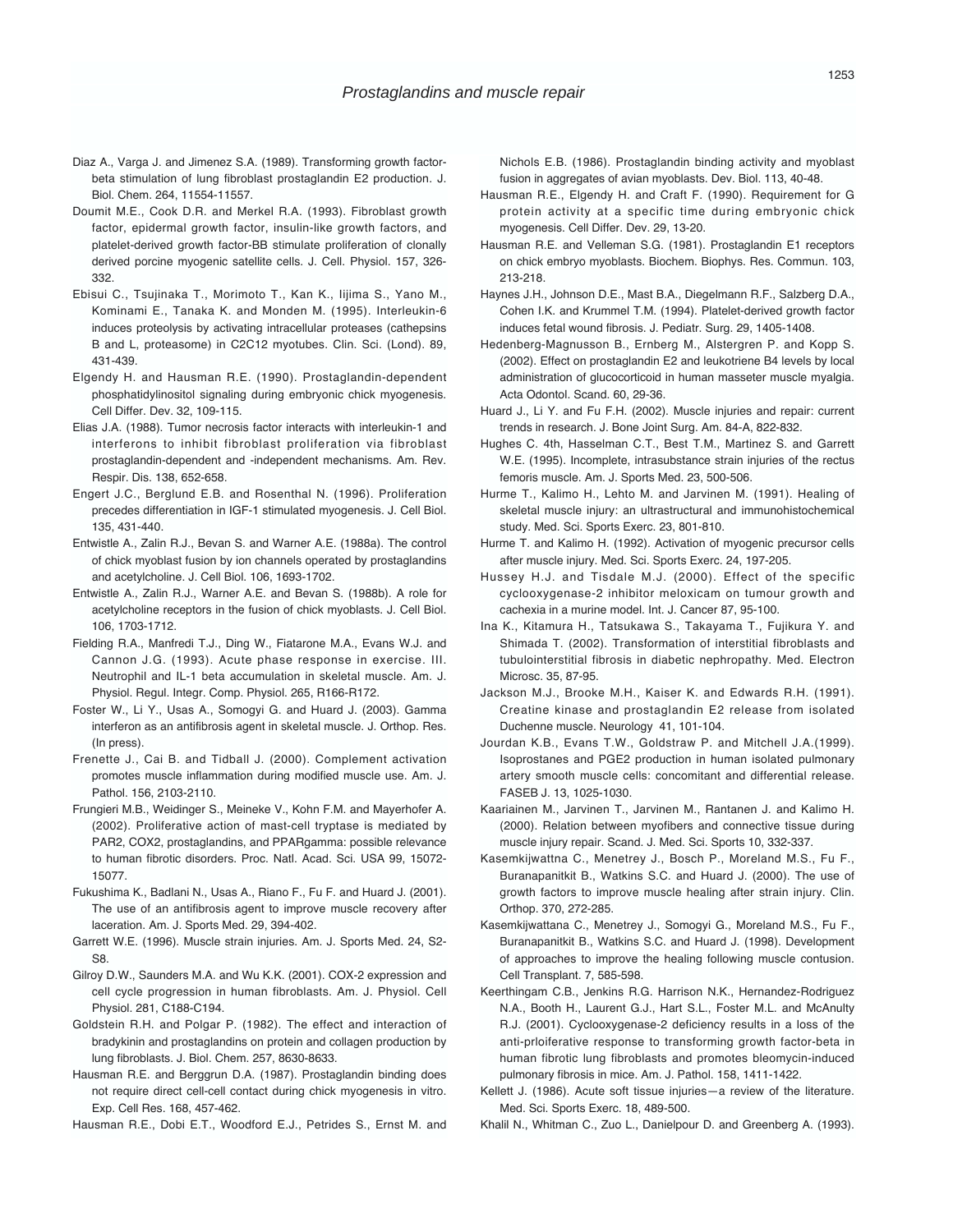Diaz A., Varga J. and Jimenez S.A. (1989). Transforming growth factor-beta stimulation of lung fibroblast prostaglandin E2 production. J. Biol. Chem. 264, 11554-11557.

Doumit M.E., Cook D.R. and Merkel R.A. (1993). Fibroblast growth factor, epidermal growth factor, insulin-like growth factors, and platelet-derived growth factor-BB stimulate proliferation of clonally derived porcine myogenic satellite cells. J. Cell. Physiol. 157, 326-332.

Ebisui C., Tsujinaka T., Morimoto T., Kan K., Iijima S., Yano M., Kominami E., Tanaka K. and Monden M. (1995). Interleukin-6 induces proteolysis by activating intracellular proteases (cathepsins B and L, proteasome) in C2C12 myotubes. Clin. Sci. (Lond). 89, 431-439.

Elgendy H. and Hausman R.E. (1990). Prostaglandin-dependent phosphatidylinositol signaling during embryonic chick myogenesis. Cell Differ. Dev. 32, 109-115.

Elias J.A. (1988). Tumor necrosis factor interacts with interleukin-1 and interferons to inhibit fibroblast proliferation via fibroblast prostaglandin-dependent and -independent mechanisms. Am. Rev. Respir. Dis. 138, 652-658.

Engert J.C., Berglund E.B. and Rosenthal N. (1996). Proliferation precedes differentiation in IGF-1 stimulated myogenesis. J. Cell Biol. 135, 431-440.

Entwistle A., Zalin R.J., Bevan S. and Warner A.E. (1988a). The control of chick myoblast fusion by ion channels operated by prostaglandins and acetylcholine. J. Cell Biol. 106, 1693-1702.

Entwistle A., Zalin R.J., Warner A.E. and Bevan S. (1988b). A role for acetylcholine receptors in the fusion of chick myoblasts. J. Cell Biol. 106, 1703-1712.

Fielding R.A., Manfredi T.J., Ding W., Fiatarone M.A., Evans W.J. and Cannon J.G. (1993). Acute phase response in exercise. III. Neutrophil and IL-1 beta accumulation in skeletal muscle. Am. J. Physiol. Regul. Integr. Comp. Physiol. 265, R166-R172.

Foster W., Li Y., Usas A., Somogyi G. and Huard J. (2003). Gamma interferon as an antifibrosis agent in skeletal muscle. J. Orthop. Res. (In press).

Frenette J., Cai B. and Tidball J. (2000). Complement activation promotes muscle inflammation during modified muscle use. Am. J. Pathol. 156, 2103-2110.

Frungieri M.B., Weidinger S., Meineke V., Kohn F.M. and Mayerhofer A. (2002). Proliferative action of mast-cell tryptase is mediated by PAR2, COX2, prostaglandins, and PPARgamma: possible relevance to human fibrotic disorders. Proc. Natl. Acad. Sci. USA 99, 15072-15077.

Fukushima K., Badlani N., Usas A., Riano F., Fu F. and Huard J. (2001). The use of an antifibrosis agent to improve muscle recovery after laceration. Am. J. Sports Med. 29, 394-402.

Garrett W.E. (1996). Muscle strain injuries. Am. J. Sports Med. 24, S2-S8.

Gilroy D.W., Saunders M.A. and Wu K.K. (2001). COX-2 expression and cell cycle progression in human fibroblasts. Am. J. Physiol. Cell Physiol. 281, C188-C194.

Goldstein R.H. and Polgar P. (1982). The effect and interaction of bradykinin and prostaglandins on protein and collagen production by lung fibroblasts. J. Biol. Chem. 257, 8630-8633.

Hausman R.E. and Berggrun D.A. (1987). Prostaglandin binding does not require direct cell-cell contact during chick myogenesis in vitro. Exp. Cell Res. 168, 457-462.

Hausman R.E., Dobi E.T., Woodford E.J., Petrides S., Ernst M. and Nichols E.B. (1986). Prostaglandin binding activity and myoblast fusion in aggregates of avian myoblasts. Dev. Biol. 113, 40-48.

Hausman R.E., Elgendy H. and Craft F. (1990). Requirement for G protein activity at a specific time during embryonic chick myogenesis. Cell Differ. Dev. 29, 13-20.

Hausman R.E. and Velleman S.G. (1981). Prostaglandin E1 receptors on chick embryo myoblasts. Biochem. Biophys. Res. Commun. 103, 213-218.

Haynes J.H., Johnson D.E., Mast B.A., Diegelmann R.F., Salzberg D.A., Cohen I.K. and Krummel T.M. (1994). Platelet-derived growth factor induces fetal wound fibrosis. J. Pediatr. Surg. 29, 1405-1408.

Hedenberg-Magnusson B., Ernberg M., Alstergren P. and Kopp S. (2002). Effect on prostaglandin E2 and leukotriene B4 levels by local administration of glucocorticoid in human masseter muscle myalgia. Acta Odontol. Scand. 60, 29-36.

Huard J., Li Y. and Fu F.H. (2002). Muscle injuries and repair: current trends in research. J. Bone Joint Surg. Am. 84-A, 822-832.

Hughes C. 4th, Hasselman C.T., Best T.M., Martinez S. and Garrett W.E. (1995). Incomplete, intrasubstance strain injuries of the rectus femoris muscle. Am. J. Sports Med. 23, 500-506.

Hurme T., Kalimo H., Lehto M. and Jarvinen M. (1991). Healing of skeletal muscle injury: an ultrastructural and immunohistochemical study. Med. Sci. Sports Exerc. 23, 801-810.

Hurme T. and Kalimo H. (1992). Activation of myogenic precursor cells after muscle injury. Med. Sci. Sports Exerc. 24, 197-205.

Hussey H.J. and Tisdale M.J. (2000). Effect of the specific cyclooxygenase-2 inhibitor meloxicam on tumour growth and cachexia in a murine model. Int. J. Cancer 87, 95-100.

Ina K., Kitamura H., Tatsukawa S., Takayama T., Fujikura Y. and Shimada T. (2002). Transformation of interstitial fibroblasts and tubulointerstitial fibrosis in diabetic nephropathy. Med. Electron Microsc. 35, 87-95.

Jackson M.J., Brooke M.H., Kaiser K. and Edwards R.H. (1991). Creatine kinase and prostaglandin E2 release from isolated Duchenne muscle. Neurology 41, 101-104.

Jourdan K.B., Evans T.W., Goldstraw P. and Mitchell J.A.(1999). Isoprostanes and PGE2 production in human isolated pulmonary artery smooth muscle cells: concomitant and differential release. FASEB J. 13, 1025-1030.

Kaariainen M., Jarvinen T., Jarvinen M., Rantanen J. and Kalimo H. (2000). Relation between myofibers and connective tissue during muscle injury repair. Scand. J. Med. Sci. Sports 10, 332-337.

Kasemkijwattna C., Menetrey J., Bosch P., Moreland M.S., Fu F., Buranapanitkit B., Watkins S.C. and Huard J. (2000). The use of growth factors to improve muscle healing after strain injury. Clin. Orthop. 370, 272-285.

Kasemkijwattana C., Menetrey J., Somogyi G., Moreland M.S., Fu F., Buranapanitkit B., Watkins S.C. and Huard J. (1998). Development of approaches to improve the healing following muscle contusion. Cell Transplant. 7, 585-598.

Keerthingam C.B., Jenkins R.G. Harrison N.K., Hernandez-Rodriguez N.A., Booth H., Laurent G.J., Hart S.L., Foster M.L. and McAnulty R.J. (2001). Cyclooxygenase-2 deficiency results in a loss of the anti-prloiferative response to transforming growth factor-beta in human fibrotic lung fibroblasts and promotes bleomycin-induced pulmonary fibrosis in mice. Am. J. Pathol. 158, 1411-1422.

Kellett J. (1986). Acute soft tissue injuries—a review of the literature. Med. Sci. Sports Exerc. 18, 489-500.

Khalil N., Whitman C., Zuo L., Danielpour D. and Greenberg A. (1993).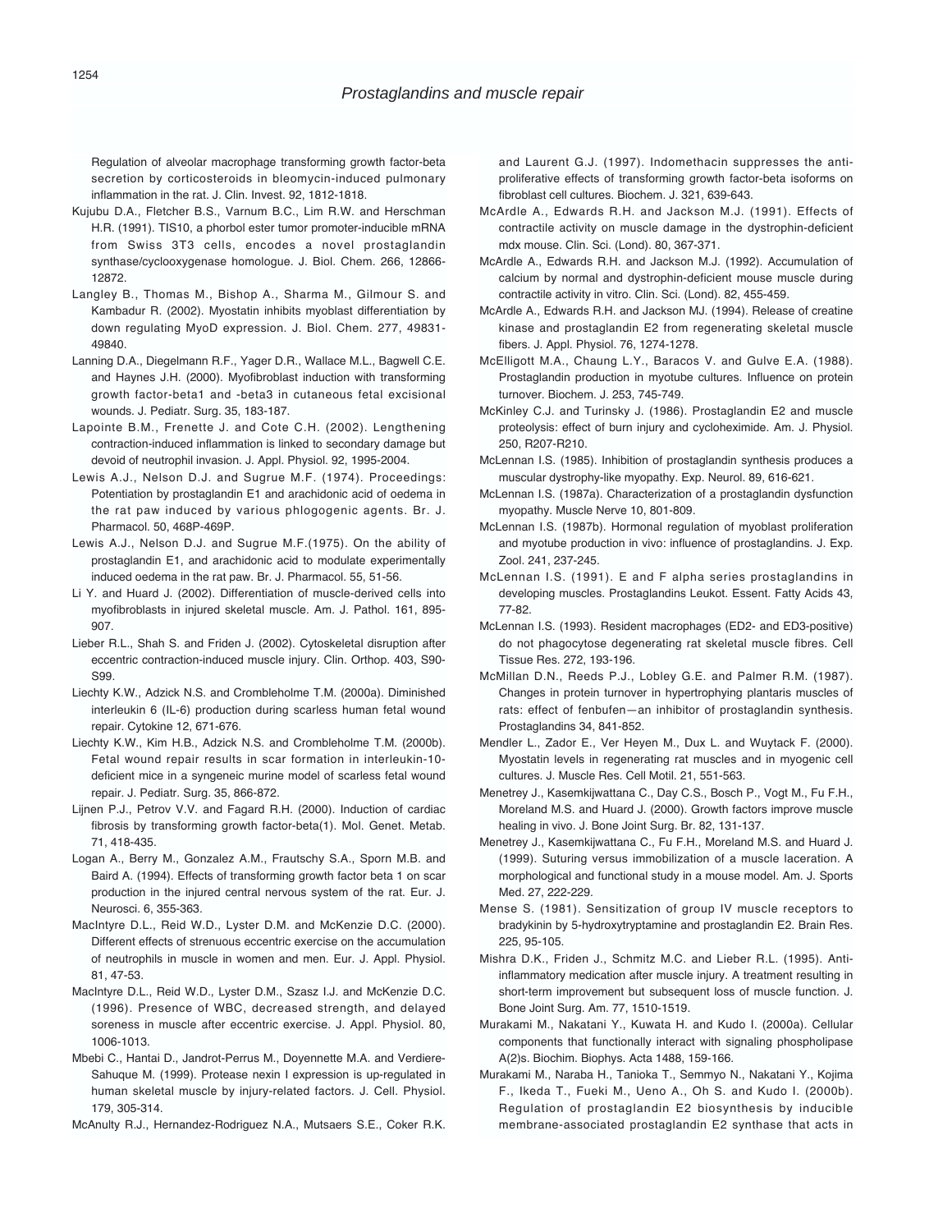Regulation of alveolar macrophage transforming growth factor-beta secretion by corticosteroids in bleomycin-induced pulmonary inflammation in the rat. J. Clin. Invest. 92, 1812-1818.

Kujubu D.A., Fletcher B.S., Varnum B.C., Lim R.W. and Herschman H.R. (1991). TIS10, a phorbol ester tumor promoter-inducible mRNA from Swiss 3T3 cells, encodes a novel prostaglandin synthase/cyclooxygenase homologue. J. Biol. Chem. 266, 12866-12872.

Langley B., Thomas M., Bishop A., Sharma M., Gilmour S. and Kambadur R. (2002). Myostatin inhibits myoblast differentiation by down regulating MyoD expression. J. Biol. Chem. 277, 49831-49840.

Lanning D.A., Diegelmann R.F., Yager D.R., Wallace M.L., Bagwell C.E. and Haynes J.H. (2000). Myofibroblast induction with transforming growth factor-beta1 and -beta3 in cutaneous fetal excisional wounds. J. Pediatr. Surg. 35, 183-187.

Lapointe B.M., Frenette J. and Cote C.H. (2002). Lengthening contraction-induced inflammation is linked to secondary damage but devoid of neutrophil invasion. J. Appl. Physiol. 92, 1995-2004.

Lewis A.J., Nelson D.J. and Sugrue M.F. (1974). Proceedings: Potentiation by prostaglandin E1 and arachidonic acid of oedema in the rat paw induced by various phlogogenic agents. Br. J. Pharmacol. 50, 468P-469P.

Lewis A.J., Nelson D.J. and Sugrue M.F.(1975). On the ability of prostaglandin E1, and arachidonic acid to modulate experimentally induced oedema in the rat paw. Br. J. Pharmacol. 55, 51-56.

Li Y. and Huard J. (2002). Differentiation of muscle-derived cells into myofibroblasts in injured skeletal muscle. Am. J. Pathol. 161, 895-907.

Lieber R.L., Shah S. and Friden J. (2002). Cytoskeletal disruption after eccentric contraction-induced muscle injury. Clin. Orthop. 403, S90-S99.

Liechty K.W., Adzick N.S. and Crombleholme T.M. (2000a). Diminished interleukin 6 (IL-6) production during scarless human fetal wound repair. Cytokine 12, 671-676.

Liechty K.W., Kim H.B., Adzick N.S. and Crombleholme T.M. (2000b). Fetal wound repair results in scar formation in interleukin-10-deficient mice in a syngeneic murine model of scarless fetal wound repair. J. Pediatr. Surg. 35, 866-872.

Lijnen P.J., Petrov V.V. and Fagard R.H. (2000). Induction of cardiac fibrosis by transforming growth factor-beta(1). Mol. Genet. Metab. 71, 418-435.

Logan A., Berry M., Gonzalez A.M., Frautschy S.A., Sporn M.B. and Baird A. (1994). Effects of transforming growth factor beta 1 on scar production in the injured central nervous system of the rat. Eur. J. Neurosci. 6, 355-363.

MacIntyre D.L., Reid W.D., Lyster D.M. and McKenzie D.C. (2000). Different effects of strenuous eccentric exercise on the accumulation of neutrophils in muscle in women and men. Eur. J. Appl. Physiol. 81, 47-53.

MacIntyre D.L., Reid W.D., Lyster D.M., Szasz I.J. and McKenzie D.C. (1996). Presence of WBC, decreased strength, and delayed soreness in muscle after eccentric exercise. J. Appl. Physiol. 80, 1006-1013.

Mbebi C., Hantai D., Jandrot-Perrus M., Doyennette M.A. and Verdiere-Sahuque M. (1999). Protease nexin I expression is up-regulated in human skeletal muscle by injury-related factors. J. Cell. Physiol. 179, 305-314.

McAnulty R.J., Hernandez-Rodriguez N.A., Mutsaers S.E., Coker R.K. and Laurent G.J. (1997). Indomethacin suppresses the anti-proliferative effects of transforming growth factor-beta isoforms on fibroblast cell cultures. Biochem. J. 321, 639-643.

McArdle A., Edwards R.H. and Jackson M.J. (1991). Effects of contractile activity on muscle damage in the dystrophin-deficient mdx mouse. Clin. Sci. (Lond). 80, 367-371.

McArdle A., Edwards R.H. and Jackson M.J. (1992). Accumulation of calcium by normal and dystrophin-deficient mouse muscle during contractile activity in vitro. Clin. Sci. (Lond). 82, 455-459.

McArdle A., Edwards R.H. and Jackson MJ. (1994). Release of creatine kinase and prostaglandin E2 from regenerating skeletal muscle fibers. J. Appl. Physiol. 76, 1274-1278.

McElligott M.A., Chaung L.Y., Baracos V. and Gulve E.A. (1988). Prostaglandin production in myotube cultures. Influence on protein turnover. Biochem. J. 253, 745-749.

McKinley C.J. and Turinsky J. (1986). Prostaglandin E2 and muscle proteolysis: effect of burn injury and cycloheximide. Am. J. Physiol. 250, R207-R210.

McLennan I.S. (1985). Inhibition of prostaglandin synthesis produces a muscular dystrophy-like myopathy. Exp. Neurol. 89, 616-621.

McLennan I.S. (1987a). Characterization of a prostaglandin dysfunction myopathy. Muscle Nerve 10, 801-809.

McLennan I.S. (1987b). Hormonal regulation of myoblast proliferation and myotube production in vivo: influence of prostaglandins. J. Exp. Zool. 241, 237-245.

McLennan I.S. (1991). E and F alpha series prostaglandins in developing muscles. Prostaglandins Leukot. Essent. Fatty Acids 43, 77-82.

McLennan I.S. (1993). Resident macrophages (ED2- and ED3-positive) do not phagocytose degenerating rat skeletal muscle fibres. Cell Tissue Res. 272, 193-196.

McMillan D.N., Reeds P.J., Lobley G.E. and Palmer R.M. (1987). Changes in protein turnover in hypertrophying plantaris muscles of rats: effect of fenbufen—an inhibitor of prostaglandin synthesis. Prostaglandins 34, 841-852.

Mendler L., Zador E., Ver Heyen M., Dux L. and Wuytack F. (2000). Myostatin levels in regenerating rat muscles and in myogenic cell cultures. J. Muscle Res. Cell Motil. 21, 551-563.

Menetrey J., Kasemkijwattana C., Day C.S., Bosch P., Vogt M., Fu F.H., Moreland M.S. and Huard J. (2000). Growth factors improve muscle healing in vivo. J. Bone Joint Surg. Br. 82, 131-137.

Menetrey J., Kasemkijwattana C., Fu F.H., Moreland M.S. and Huard J. (1999). Suturing versus immobilization of a muscle laceration. A morphological and functional study in a mouse model. Am. J. Sports Med. 27, 222-229.

Mense S. (1981). Sensitization of group IV muscle receptors to bradykinin by 5-hydroxytryptamine and prostaglandin E2. Brain Res. 225, 95-105.

Mishra D.K., Friden J., Schmitz M.C. and Lieber R.L. (1995). Anti-inflammatory medication after muscle injury. A treatment resulting in short-term improvement but subsequent loss of muscle function. J. Bone Joint Surg. Am. 77, 1510-1519.

Murakami M., Nakatani Y., Kuwata H. and Kudo I. (2000a). Cellular components that functionally interact with signaling phospholipase A(2)s. Biochim. Biophys. Acta 1488, 159-166.

Murakami M., Naraba H., Tanioka T., Semmyo N., Nakatani Y., Kojima F., Ikeda T., Fueki M., Ueno A., Oh S. and Kudo I. (2000b). Regulation of prostaglandin E2 biosynthesis by inducible membrane-associated prostaglandin E2 synthase that acts in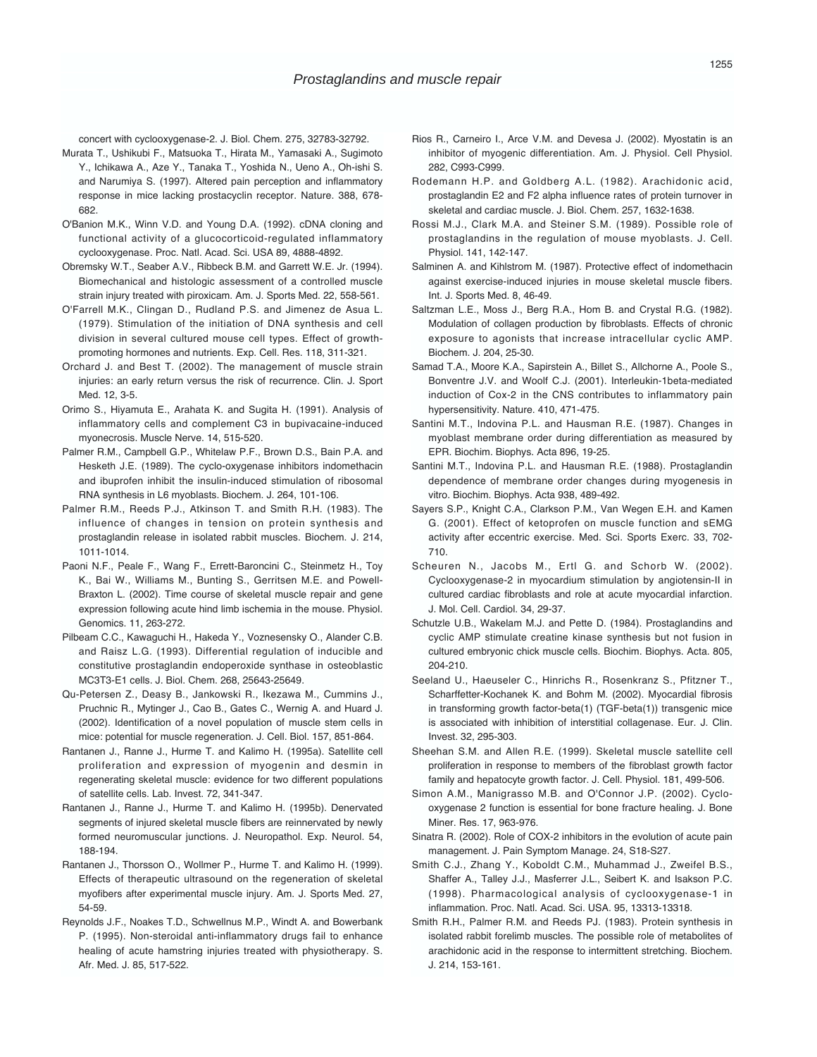concert with cyclooxygenase-2. J. Biol. Chem. 275, 32783-32792.

Murata T., Ushikubi F., Matsuoka T., Hirata M., Yamasaki A., Sugimoto Y., Ichikawa A., Aze Y., Tanaka T., Yoshida N., Ueno A., Oh-ishi S. and Narumiya S. (1997). Altered pain perception and inflammatory response in mice lacking prostacyclin receptor. Nature. 388, 678-682.

O'Banion M.K., Winn V.D. and Young D.A. (1992). cDNA cloning and functional activity of a glucocorticoid-regulated inflammatory cyclooxygenase. Proc. Natl. Acad. Sci. USA 89, 4888-4892.

Obremsky W.T., Seaber A.V., Ribbeck B.M. and Garrett W.E. Jr. (1994). Biomechanical and histologic assessment of a controlled muscle strain injury treated with piroxicam. Am. J. Sports Med. 22, 558-561.

O'Farrell M.K., Clingan D., Rudland P.S. and Jimenez de Asua L. (1979). Stimulation of the initiation of DNA synthesis and cell division in several cultured mouse cell types. Effect of growth-promoting hormones and nutrients. Exp. Cell. Res. 118, 311-321.

Orchard J. and Best T. (2002). The management of muscle strain injuries: an early return versus the risk of recurrence. Clin. J. Sport Med. 12, 3-5.

Orimo S., Hiyamuta E., Arahata K. and Sugita H. (1991). Analysis of inflammatory cells and complement C3 in bupivacaine-induced myonecrosis. Muscle Nerve. 14, 515-520.

Palmer R.M., Campbell G.P., Whitelaw P.F., Brown D.S., Bain P.A. and Hesketh J.E. (1989). The cyclo-oxygenase inhibitors indomethacin and ibuprofen inhibit the insulin-induced stimulation of ribosomal RNA synthesis in L6 myoblasts. Biochem. J. 264, 101-106.

Palmer R.M., Reeds P.J., Atkinson T. and Smith R.H. (1983). The influence of changes in tension on protein synthesis and prostaglandin release in isolated rabbit muscles. Biochem. J. 214, 1011-1014.

Paoni N.F., Peale F., Wang F., Errett-Baroncini C., Steinmetz H., Toy K., Bai W., Williams M., Bunting S., Gerritsen M.E. and Powell-Braxton L. (2002). Time course of skeletal muscle repair and gene expression following acute hind limb ischemia in the mouse. Physiol. Genomics. 11, 263-272.

Pilbeam C.C., Kawaguchi H., Hakeda Y., Voznesensky O., Alander C.B. and Raisz L.G. (1993). Differential regulation of inducible and constitutive prostaglandin endoperoxide synthase in osteoblastic MC3T3-E1 cells. J. Biol. Chem. 268, 25643-25649.

Qu-Petersen Z., Deasy B., Jankowski R., Ikezawa M., Cummins J., Pruchnic R., Mytinger J., Cao B., Gates C., Wernig A. and Huard J. (2002). Identification of a novel population of muscle stem cells in mice: potential for muscle regeneration. J. Cell. Biol. 157, 851-864.

Rantanen J., Ranne J., Hurme T. and Kalimo H. (1995a). Satellite cell proliferation and expression of myogenin and desmin in regenerating skeletal muscle: evidence for two different populations of satellite cells. Lab. Invest. 72, 341-347.

Rantanen J., Ranne J., Hurme T. and Kalimo H. (1995b). Denervated segments of injured skeletal muscle fibers are reinnervated by newly formed neuromuscular junctions. J. Neuropathol. Exp. Neurol. 54, 188-194.

Rantanen J., Thorsson O., Wollmer P., Hurme T. and Kalimo H. (1999). Effects of therapeutic ultrasound on the regeneration of skeletal myofibers after experimental muscle injury. Am. J. Sports Med. 27, 54-59.

Reynolds J.F., Noakes T.D., Schwellnus M.P., Windt A. and Bowerbank P. (1995). Non-steroidal anti-inflammatory drugs fail to enhance healing of acute hamstring injuries treated with physiotherapy. S. Afr. Med. J. 85, 517-522.

Rios R., Carneiro I., Arce V.M. and Devesa J. (2002). Myostatin is an inhibitor of myogenic differentiation. Am. J. Physiol. Cell Physiol. 282, C993-C999.

Rodemann H.P. and Goldberg A.L. (1982). Arachidonic acid, prostaglandin E2 and F2 alpha influence rates of protein turnover in skeletal and cardiac muscle. J. Biol. Chem. 257, 1632-1638.

Rossi M.J., Clark M.A. and Steiner S.M. (1989). Possible role of prostaglandins in the regulation of mouse myoblasts. J. Cell. Physiol. 141, 142-147.

Salminen A. and Kihlstrom M. (1987). Protective effect of indomethacin against exercise-induced injuries in mouse skeletal muscle fibers. Int. J. Sports Med. 8, 46-49.

Saltzman L.E., Moss J., Berg R.A., Hom B. and Crystal R.G. (1982). Modulation of collagen production by fibroblasts. Effects of chronic exposure to agonists that increase intracellular cyclic AMP. Biochem. J. 204, 25-30.

Samad T.A., Moore K.A., Sapirstein A., Billet S., Allchorne A., Poole S., Bonventre J.V. and Woolf C.J. (2001). Interleukin-1beta-mediated induction of Cox-2 in the CNS contributes to inflammatory pain hypersensitivity. Nature. 410, 471-475.

Santini M.T., Indovina P.L. and Hausman R.E. (1987). Changes in myoblast membrane order during differentiation as measured by EPR. Biochim. Biophys. Acta 896, 19-25.

Santini M.T., Indovina P.L. and Hausman R.E. (1988). Prostaglandin dependence of membrane order changes during myogenesis in vitro. Biochim. Biophys. Acta 938, 489-492.

Sayers S.P., Knight C.A., Clarkson P.M., Van Wegen E.H. and Kamen G. (2001). Effect of ketoprofen on muscle function and sEMG activity after eccentric exercise. Med. Sci. Sports Exerc. 33, 702-710.

Scheuren N., Jacobs M., Ertl G. and Schorb W. (2002). Cyclooxygenase-2 in myocardium stimulation by angiotensin-II in cultured cardiac fibroblasts and role at acute myocardial infarction. J. Mol. Cell. Cardiol. 34, 29-37.

Schutzle U.B., Wakelam M.J. and Pette D. (1984). Prostaglandins and cyclic AMP stimulate creatine kinase synthesis but not fusion in cultured embryonic chick muscle cells. Biochim. Biophys. Acta. 805, 204-210.

Seeland U., Haeuseler C., Hinrichs R., Rosenkranz S., Pfitzner T., Scharffetter-Kochanek K. and Bohm M. (2002). Myocardial fibrosis in transforming growth factor-beta(1) (TGF-beta(1)) transgenic mice is associated with inhibition of interstitial collagenase. Eur. J. Clin. Invest. 32, 295-303.

Sheehan S.M. and Allen R.E. (1999). Skeletal muscle satellite cell proliferation in response to members of the fibroblast growth factor family and hepatocyte growth factor. J. Cell. Physiol. 181, 499-506.

Simon A.M., Manigrasso M.B. and O'Connor J.P. (2002). Cyclo-oxygenase 2 function is essential for bone fracture healing. J. Bone Miner. Res. 17, 963-976.

Sinatra R. (2002). Role of COX-2 inhibitors in the evolution of acute pain management. J. Pain Symptom Manage. 24, S18-S27.

Smith C.J., Zhang Y., Koboldt C.M., Muhammad J., Zweifel B.S., Shaffer A., Talley J.J., Masferrer J.L., Seibert K. and Isakson P.C. (1998). Pharmacological analysis of cyclooxygenase-1 in inflammation. Proc. Natl. Acad. Sci. USA. 95, 13313-13318.

Smith R.H., Palmer R.M. and Reeds PJ. (1983). Protein synthesis in isolated rabbit forelimb muscles. The possible role of metabolites of arachidonic acid in the response to intermittent stretching. Biochem. J. 214, 153-161.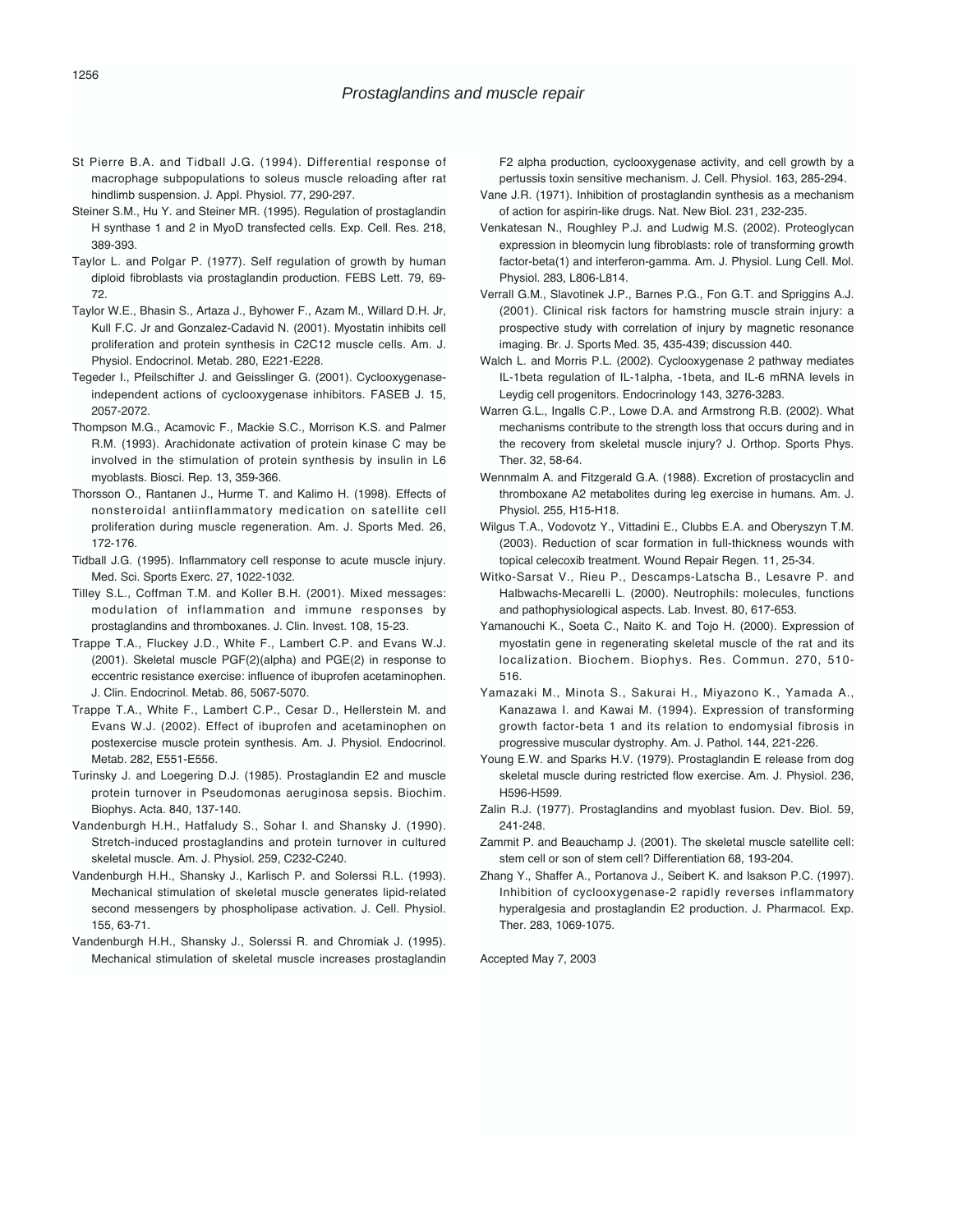St Pierre B.A. and Tidball J.G. (1994). Differential response of macrophage subpopulations to soleus muscle reloading after rat hindlimb suspension. J. Appl. Physiol. 77, 290-297.

Steiner S.M., Hu Y. and Steiner MR. (1995). Regulation of prostaglandin H synthase 1 and 2 in MyoD transfected cells. Exp. Cell. Res. 218, 389-393.

Taylor L. and Polgar P. (1977). Self regulation of growth by human diploid fibroblasts via prostaglandin production. FEBS Lett. 79, 69-72.

Taylor W.E., Bhasin S., Artaza J., Byhower F., Azam M., Willard D.H. Jr, Kull F.C. Jr and Gonzalez-Cadavid N. (2001). Myostatin inhibits cell proliferation and protein synthesis in C2C12 muscle cells. Am. J. Physiol. Endocrinol. Metab. 280, E221-E228.

Tegeder I., Pfeilschifter J. and Geisslinger G. (2001). Cyclooxygenase-independent actions of cyclooxygenase inhibitors. FASEB J. 15, 2057-2072.

Thompson M.G., Acamovic F., Mackie S.C., Morrison K.S. and Palmer R.M. (1993). Arachidonate activation of protein kinase C may be involved in the stimulation of protein synthesis by insulin in L6 myoblasts. Biosci. Rep. 13, 359-366.

Thorsson O., Rantanen J., Hurme T. and Kalimo H. (1998). Effects of nonsteroidal antiinflammatory medication on satellite cell proliferation during muscle regeneration. Am. J. Sports Med. 26, 172-176.

Tidball J.G. (1995). Inflammatory cell response to acute muscle injury. Med. Sci. Sports Exerc. 27, 1022-1032.

Tilley S.L., Coffman T.M. and Koller B.H. (2001). Mixed messages: modulation of inflammation and immune responses by prostaglandins and thromboxanes. J. Clin. Invest. 108, 15-23.

Trappe T.A., Fluckey J.D., White F., Lambert C.P. and Evans W.J. (2001). Skeletal muscle PGF(2)(alpha) and PGE(2) in response to eccentric resistance exercise: influence of ibuprofen acetaminophen. J. Clin. Endocrinol. Metab. 86, 5067-5070.

Trappe T.A., White F., Lambert C.P., Cesar D., Hellerstein M. and Evans W.J. (2002). Effect of ibuprofen and acetaminophen on postexercise muscle protein synthesis. Am. J. Physiol. Endocrinol. Metab. 282, E551-E556.

Turinsky J. and Loegering D.J. (1985). Prostaglandin E2 and muscle protein turnover in Pseudomonas aeruginosa sepsis. Biochim. Biophys. Acta. 840, 137-140.

Vandenburgh H.H., Hatfaludy S., Sohar I. and Shansky J. (1990). Stretch-induced prostaglandins and protein turnover in cultured skeletal muscle. Am. J. Physiol. 259, C232-C240.

Vandenburgh H.H., Shansky J., Karlisch P. and Solerssi R.L. (1993). Mechanical stimulation of skeletal muscle generates lipid-related second messengers by phospholipase activation. J. Cell. Physiol. 155, 63-71.

Vandenburgh H.H., Shansky J., Solerssi R. and Chromiak J. (1995). Mechanical stimulation of skeletal muscle increases prostaglandin F2 alpha production, cyclooxygenase activity, and cell growth by a pertussis toxin sensitive mechanism. J. Cell. Physiol. 163, 285-294.

Vane J.R. (1971). Inhibition of prostaglandin synthesis as a mechanism of action for aspirin-like drugs. Nat. New Biol. 231, 232-235.

Venkatesan N., Roughley P.J. and Ludwig M.S. (2002). Proteoglycan expression in bleomycin lung fibroblasts: role of transforming growth factor-beta(1) and interferon-gamma. Am. J. Physiol. Lung Cell. Mol. Physiol. 283, L806-L814.

Verrall G.M., Slavotinek J.P., Barnes P.G., Fon G.T. and Spriggins A.J. (2001). Clinical risk factors for hamstring muscle strain injury: a prospective study with correlation of injury by magnetic resonance imaging. Br. J. Sports Med. 35, 435-439; discussion 440.

Walch L. and Morris P.L. (2002). Cyclooxygenase 2 pathway mediates IL-1beta regulation of IL-1alpha, -1beta, and IL-6 mRNA levels in Leydig cell progenitors. Endocrinology 143, 3276-3283.

Warren G.L., Ingalls C.P., Lowe D.A. and Armstrong R.B. (2002). What mechanisms contribute to the strength loss that occurs during and in the recovery from skeletal muscle injury? J. Orthop. Sports Phys. Ther. 32, 58-64.

Wennmalm A. and Fitzgerald G.A. (1988). Excretion of prostacyclin and thromboxane A2 metabolites during leg exercise in humans. Am. J. Physiol. 255, H15-H18.

Wilgus T.A., Vodovotz Y., Vittadini E., Clubbs E.A. and Oberyszyn T.M. (2003). Reduction of scar formation in full-thickness wounds with topical celecoxib treatment. Wound Repair Regen. 11, 25-34.

Witko-Sarsat V., Rieu P., Descamps-Latscha B., Lesavre P. and Halbwachs-Mecarelli L. (2000). Neutrophils: molecules, functions and pathophysiological aspects. Lab. Invest. 80, 617-653.

Yamanouchi K., Soeta C., Naito K. and Tojo H. (2000). Expression of myostatin gene in regenerating skeletal muscle of the rat and its localization. Biochem. Biophys. Res. Commun. 270, 510-516.

Yamazaki M., Minota S., Sakurai H., Miyazono K., Yamada A., Kanazawa I. and Kawai M. (1994). Expression of transforming growth factor-beta 1 and its relation to endomysial fibrosis in progressive muscular dystrophy. Am. J. Pathol. 144, 221-226.

Young E.W. and Sparks H.V. (1979). Prostaglandin E release from dog skeletal muscle during restricted flow exercise. Am. J. Physiol. 236, H596-H599.

Zalin R.J. (1977). Prostaglandins and myoblast fusion. Dev. Biol. 59, 241-248.

Zammit P. and Beauchamp J. (2001). The skeletal muscle satellite cell: stem cell or son of stem cell? Differentiation 68, 193-204.

Zhang Y., Shaffer A., Portanova J., Seibert K. and Isakson P.C. (1997). Inhibition of cyclooxygenase-2 rapidly reverses inflammatory hyperalgesia and prostaglandin E2 production. J. Pharmacol. Exp. Ther. 283, 1069-1075.

Accepted May 7, 2003